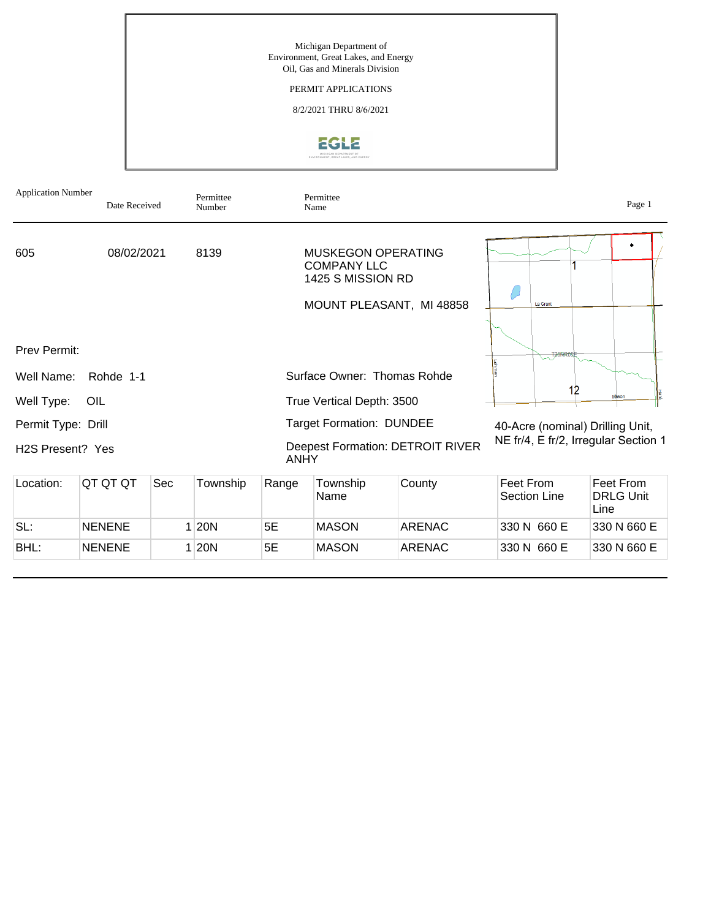Michigan Department of
Environment, Great Lakes, and Energy
Oil, Gas and Minerals Division

PERMIT APPLICATIONS

8/2/2021 THRU 8/6/2021

| Application Number | Date Received | Permittee Number | Permittee Name |
|---|---|---|---|
| 605 | 08/02/2021 | 8139 | MUSKEGON OPERATING COMPANY LLC<br>1425 S MISSION RD<br><br>MOUNT PLEASANT, MI 48858 |

Prev Permit:

Well Name: Rohde 1-1

Well Type: OIL

Permit Type: Drill

H2S Present? Yes

Surface Owner: Thomas Rohde

True Vertical Depth: 3500

Target Formation: DUNDEE

Deepest Formation: DETROIT RIVER ANHY

40-Acre (nominal) Drilling Unit, NE fr/4, E fr/2, Irregular Section 1

| Location: | QT QT QT | Sec | Township | Range | Township Name | County | Feet From Section Line | Feet From DRLG Unit Line |
|---|---|---|---|---|---|---|---|---|
| SL: | NENENE | 1 | 20N | 5E | MASON | ARENAC | 330 N 660 E | 330 N 660 E |
| BHL: | NENENE | 1 | 20N | 5E | MASON | ARENAC | 330 N 660 E | 330 N 660 E |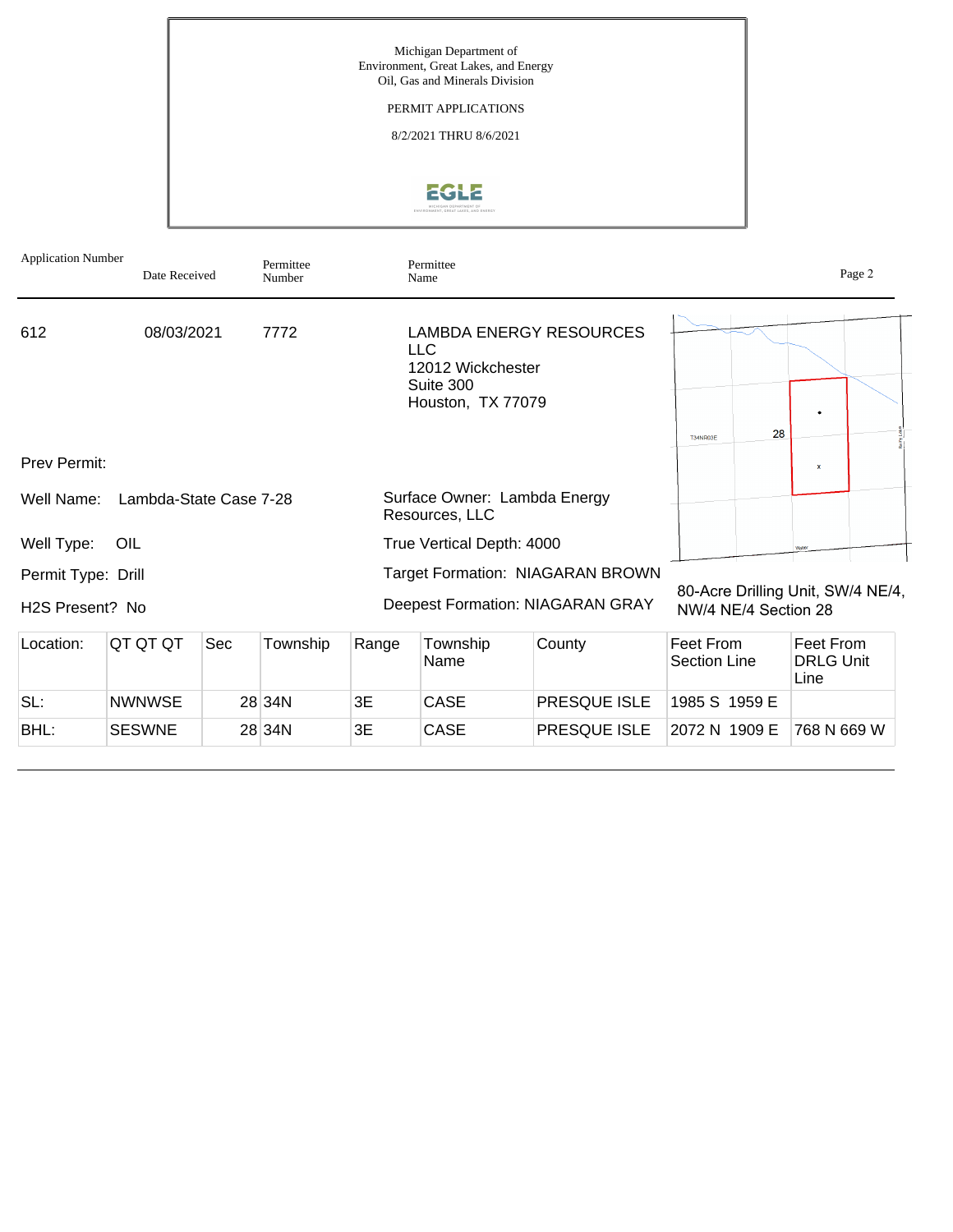Michigan Department of
Environment, Great Lakes, and Energy
Oil, Gas and Minerals Division

PERMIT APPLICATIONS

8/2/2021 THRU 8/6/2021

| Application Number | Date Received | Permittee Number | Permittee Name |
|---|---|---|---|
| 612 | 08/03/2021 | 7772 | LAMBDA ENERGY RESOURCES LLC<br>12012 Wickchester<br>Suite 300<br>Houston, TX 77079 |

Prev Permit:

Well Name: Lambda-State Case 7-28

Surface Owner: Lambda Energy Resources, LLC

Well Type: OIL

True Vertical Depth: 4000

Permit Type: Drill

Target Formation: NIAGARAN BROWN

H2S Present? No

Deepest Formation: NIAGARAN GRAY

80-Acre Drilling Unit, SW/4 NE/4, NW/4 NE/4 Section 28

| Location: | QT QT QT | Sec | Township | Range | Township Name | County | Feet From Section Line | Feet From DRLG Unit Line |
|---|---|---|---|---|---|---|---|---|
| SL: | NWNWSE | 28 | 34N | 3E | CASE | PRESQUE ISLE | 1985 S 1959 E | |
| BHL: | SESWNE | 28 | 34N | 3E | CASE | PRESQUE ISLE | 2072 N 1909 E | 768 N 669 W |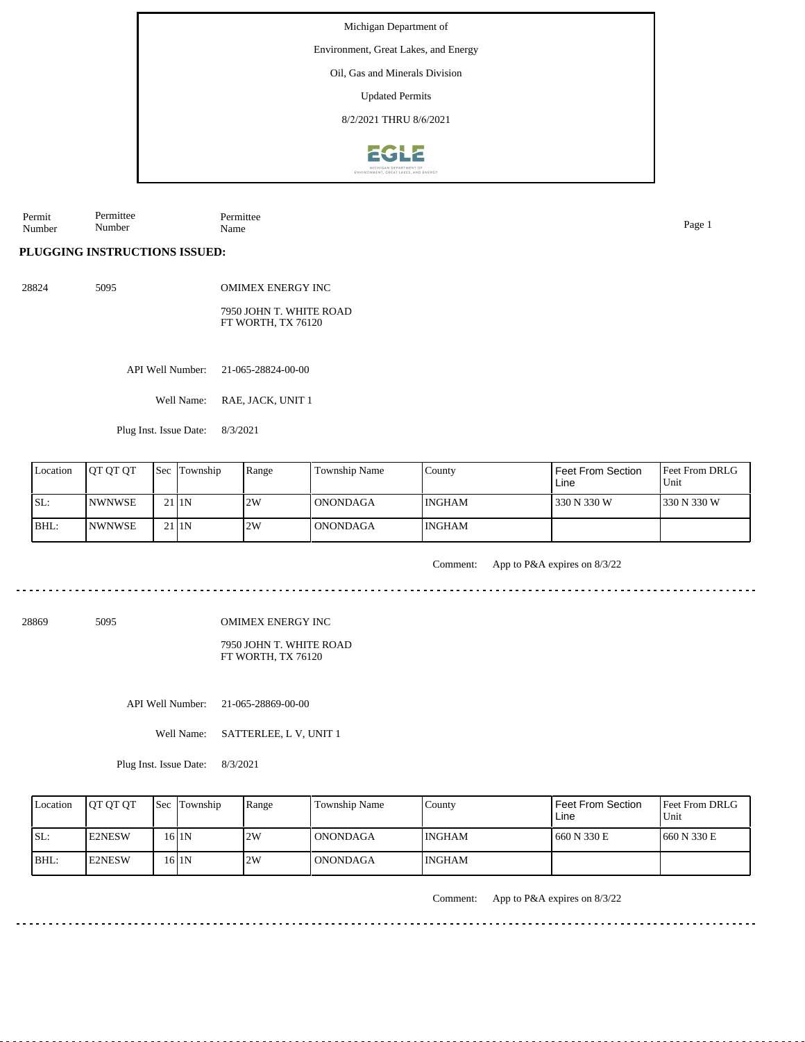Michigan Department of

Environment, Great Lakes, and Energy

Oil, Gas and Minerals Division

Updated Permits

8/2/2021 THRU 8/6/2021

| Permit Number | Permittee Number | Permittee Name |
|---|---|---|

**PLUGGING INSTRUCTIONS ISSUED:**

28824 5095 OMIMEX ENERGY INC

7950 JOHN T. WHITE ROAD
FT WORTH, TX 76120

API Well Number: 21-065-28824-00-00

Well Name: RAE, JACK, UNIT 1

Plug Inst. Issue Date: 8/3/2021

| Location | QT QT QT | Sec | Township | Range | Township Name | County | Feet From Section Line | Feet From DRLG Unit |
|---|---|---|---|---|---|---|---|---|
| SL: | NWNWSE | 21 | 1N | 2W | ONONDAGA | INGHAM | 330 N 330 W | 330 N 330 W |
| BHL: | NWNWSE | 21 | 1N | 2W | ONONDAGA | INGHAM | | |

Comment: App to P&A expires on 8/3/22

---

28869 5095 OMIMEX ENERGY INC

7950 JOHN T. WHITE ROAD
FT WORTH, TX 76120

API Well Number: 21-065-28869-00-00

Well Name: SATTERLEE, L V, UNIT 1

Plug Inst. Issue Date: 8/3/2021

| Location | QT QT QT | Sec | Township | Range | Township Name | County | Feet From Section Line | Feet From DRLG Unit |
|---|---|---|---|---|---|---|---|---|
| SL: | E2NESW | 16 | 1N | 2W | ONONDAGA | INGHAM | 660 N 330 E | 660 N 330 E |
| BHL: | E2NESW | 16 | 1N | 2W | ONONDAGA | INGHAM | | |

Comment: App to P&A expires on 8/3/22

---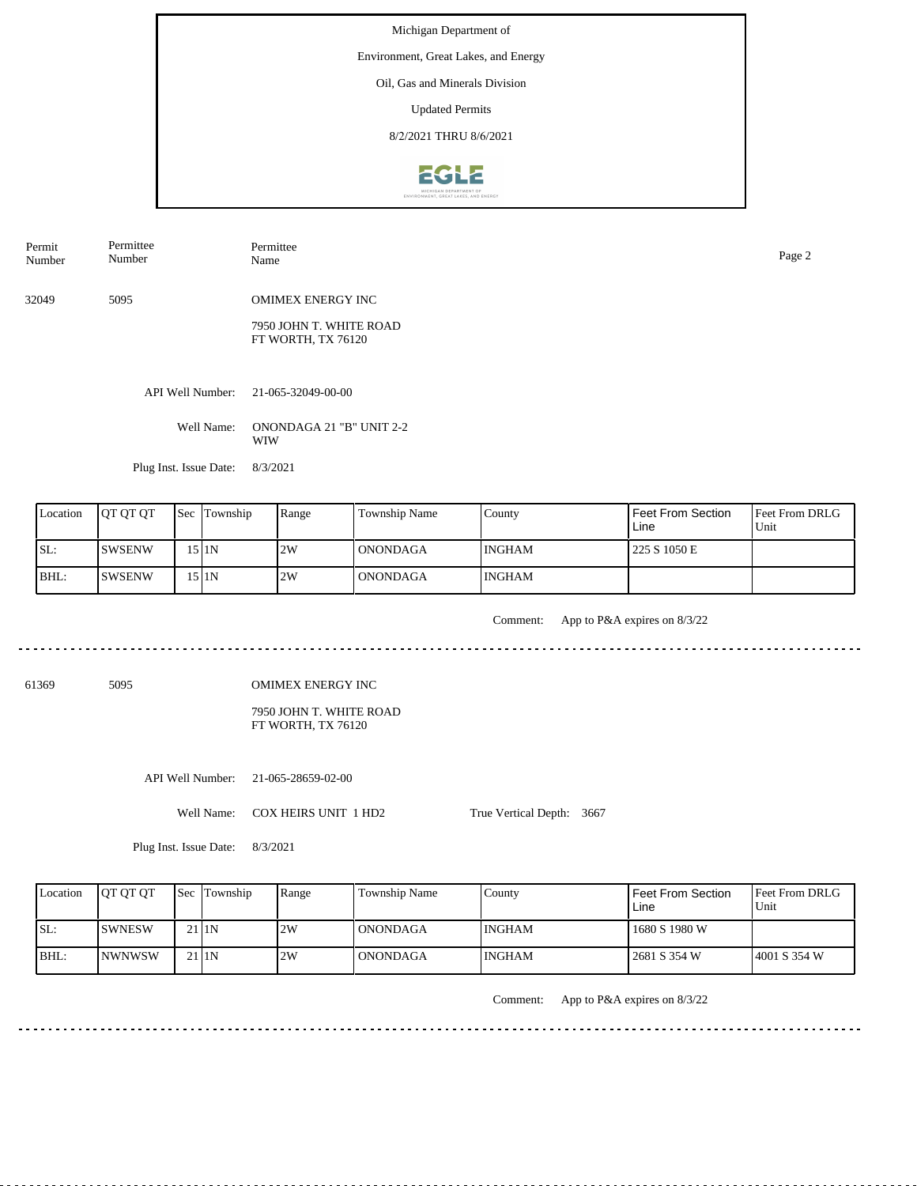Michigan Department of

Environment, Great Lakes, and Energy

Oil, Gas and Minerals Division

Updated Permits

8/2/2021 THRU 8/6/2021

| Permit Number | Permittee Number | Permittee Name |
|---|---|---|
| 32049 | 5095 | OMIMEX ENERGY INC<br>7950 JOHN T. WHITE ROAD<br>FT WORTH, TX 76120 |

API Well Number: 21-065-32049-00-00

Well Name: ONONDAGA 21 "B" UNIT 2-2 WIW

Plug Inst. Issue Date: 8/3/2021

| Location | QT QT QT | Sec | Township | Range | Township Name | County | Feet From Section Line | Feet From DRLG Unit |
|---|---|---|---|---|---|---|---|---|
| SL: | SWSENW | 15 | 1N | 2W | ONONDAGA | INGHAM | 225 S 1050 E | |
| BHL: | SWSENW | 15 | 1N | 2W | ONONDAGA | INGHAM | | |

Comment: App to P&A expires on 8/3/22

---

| Permit Number | Permittee Number | Permittee Name |
|---|---|---|
| 61369 | 5095 | OMIMEX ENERGY INC<br>7950 JOHN T. WHITE ROAD<br>FT WORTH, TX 76120 |

API Well Number: 21-065-28659-02-00

Well Name: COX HEIRS UNIT 1 HD2

True Vertical Depth: 3667

Plug Inst. Issue Date: 8/3/2021

| Location | QT QT QT | Sec | Township | Range | Township Name | County | Feet From Section Line | Feet From DRLG Unit |
|---|---|---|---|---|---|---|---|---|
| SL: | SWNESW | 21 | 1N | 2W | ONONDAGA | INGHAM | 1680 S 1980 W | |
| BHL: | NWNWSW | 21 | 1N | 2W | ONONDAGA | INGHAM | 2681 S 354 W | 4001 S 354 W |

Comment: App to P&A expires on 8/3/22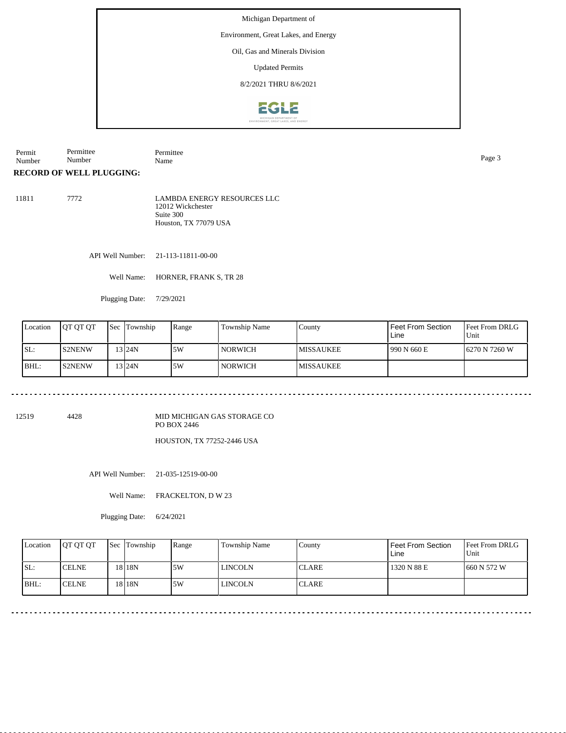Michigan Department of

Environment, Great Lakes, and Energy

Oil, Gas and Minerals Division

Updated Permits

8/2/2021 THRU 8/6/2021

| Permit Number | Permittee Number | Permittee Name |
|---|---|---|

## RECORD OF WELL PLUGGING:

11811 7772 LAMBDA ENERGY RESOURCES LLC
12012 Wickchester
Suite 300
Houston, TX 77079 USA

API Well Number: 21-113-11811-00-00

Well Name: HORNER, FRANK S, TR 28

Plugging Date: 7/29/2021

| Location | QT QT QT | Sec | Township | Range | Township Name | County | Feet From Section Line | Feet From DRLG Unit |
|---|---|---|---|---|---|---|---|---|
| SL: | S2NENW | 13 | 24N | 5W | NORWICH | MISSAUKEE | 990 N 660 E | 6270 N 7260 W |
| BHL: | S2NENW | 13 | 24N | 5W | NORWICH | MISSAUKEE | | |

12519 4428 MID MICHIGAN GAS STORAGE CO
PO BOX 2446

HOUSTON, TX 77252-2446 USA

API Well Number: 21-035-12519-00-00

Well Name: FRACKELTON, D W 23

Plugging Date: 6/24/2021

| Location | QT QT QT | Sec | Township | Range | Township Name | County | Feet From Section Line | Feet From DRLG Unit |
|---|---|---|---|---|---|---|---|---|
| SL: | CELNE | 18 | 18N | 5W | LINCOLN | CLARE | 1320 N 88 E | 660 N 572 W |
| BHL: | CELNE | 18 | 18N | 5W | LINCOLN | CLARE | | |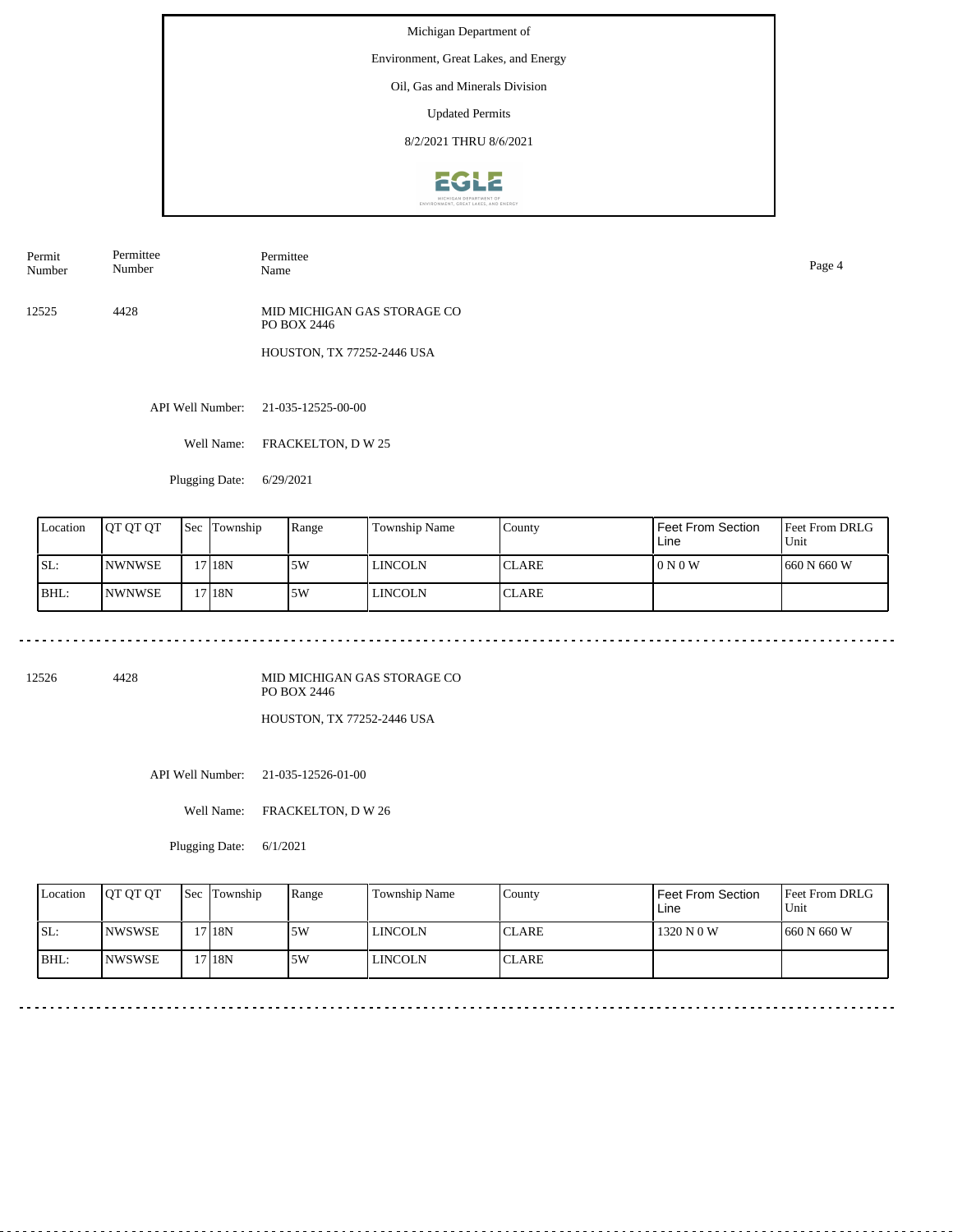Michigan Department of

Environment, Great Lakes, and Energy

Oil, Gas and Minerals Division

Updated Permits

8/2/2021 THRU 8/6/2021

| Permit Number | Permittee Number | Permittee Name |
|---|---|---|
| 12525 | 4428 | MID MICHIGAN GAS STORAGE CO<br>PO BOX 2446<br>HOUSTON, TX 77252-2446 USA |

API Well Number: 21-035-12525-00-00

Well Name: FRACKELTON, D W 25

Plugging Date: 6/29/2021

| Location | QT QT QT | Sec | Township | Range | Township Name | County | Feet From Section Line | Feet From DRLG Unit |
|---|---|---|---|---|---|---|---|---|
| SL: | NWNWSE | 17 | 18N | 5W | LINCOLN | CLARE | 0 N 0 W | 660 N 660 W |
| BHL: | NWNWSE | 17 | 18N | 5W | LINCOLN | CLARE | | |

---

| Permit Number | Permittee Number | Permittee Name |
|---|---|---|
| 12526 | 4428 | MID MICHIGAN GAS STORAGE CO<br>PO BOX 2446<br>HOUSTON, TX 77252-2446 USA |

API Well Number: 21-035-12526-01-00

Well Name: FRACKELTON, D W 26

Plugging Date: 6/1/2021

| Location | QT QT QT | Sec | Township | Range | Township Name | County | Feet From Section Line | Feet From DRLG Unit |
|---|---|---|---|---|---|---|---|---|
| SL: | NWSWSE | 17 | 18N | 5W | LINCOLN | CLARE | 1320 N 0 W | 660 N 660 W |
| BHL: | NWSWSE | 17 | 18N | 5W | LINCOLN | CLARE | | |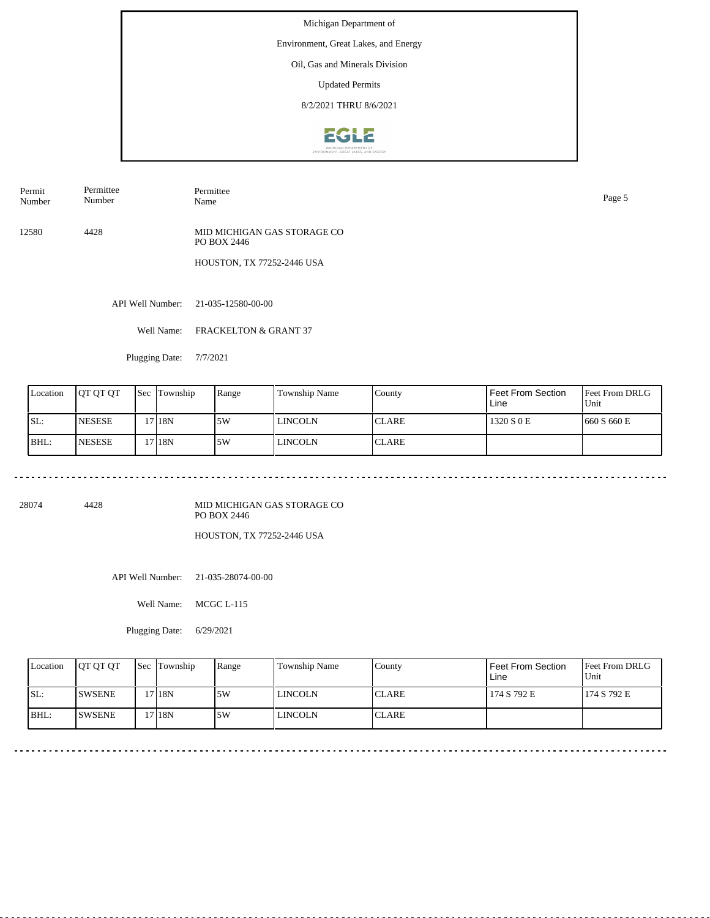Michigan Department of

Environment, Great Lakes, and Energy

Oil, Gas and Minerals Division

Updated Permits

8/2/2021 THRU 8/6/2021

| Permit Number | Permittee Number | Permittee Name |
|---|---|---|
| 12580 | 4428 | MID MICHIGAN GAS STORAGE CO<br>PO BOX 2446<br>HOUSTON, TX 77252-2446 USA |

API Well Number: 21-035-12580-00-00

Well Name: FRACKELTON & GRANT 37

Plugging Date: 7/7/2021

| Location | QT QT QT | Sec | Township | Range | Township Name | County | Feet From Section Line | Feet From DRLG Unit |
|---|---|---|---|---|---|---|---|---|
| SL: | NESESE | 17 | 18N | 5W | LINCOLN | CLARE | 1320 S 0 E | 660 S 660 E |
| BHL: | NESESE | 17 | 18N | 5W | LINCOLN | CLARE | | |

---

| Permit Number | Permittee Number | Permittee Name |
|---|---|---|
| 28074 | 4428 | MID MICHIGAN GAS STORAGE CO<br>PO BOX 2446<br>HOUSTON, TX 77252-2446 USA |

API Well Number: 21-035-28074-00-00

Well Name: MCGC L-115

Plugging Date: 6/29/2021

| Location | QT QT QT | Sec | Township | Range | Township Name | County | Feet From Section Line | Feet From DRLG Unit |
|---|---|---|---|---|---|---|---|---|
| SL: | SWSENE | 17 | 18N | 5W | LINCOLN | CLARE | 174 S 792 E | 174 S 792 E |
| BHL: | SWSENE | 17 | 18N | 5W | LINCOLN | CLARE | | |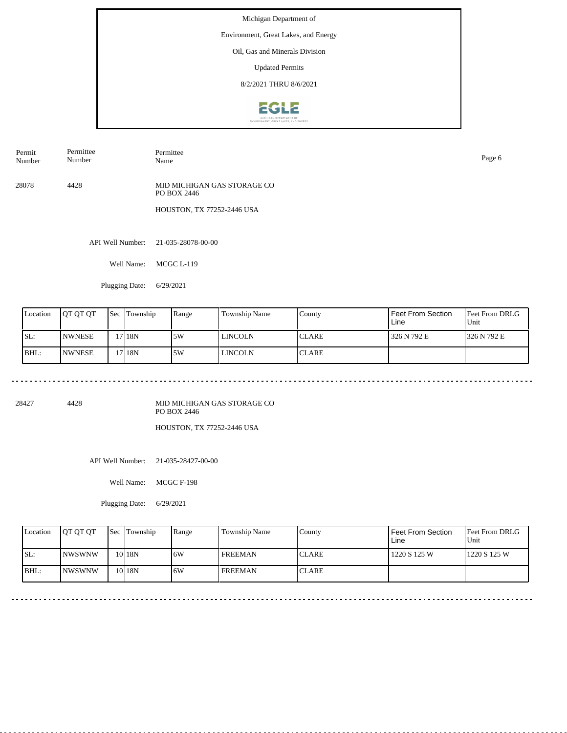Michigan Department of

Environment, Great Lakes, and Energy

Oil, Gas and Minerals Division

Updated Permits

8/2/2021 THRU 8/6/2021

| Permit Number | Permittee Number | Permittee Name |
|---|---|---|
| 28078 | 4428 | MID MICHIGAN GAS STORAGE CO<br>PO BOX 2446<br>HOUSTON, TX 77252-2446 USA |

API Well Number: 21-035-28078-00-00

Well Name: MCGC L-119

Plugging Date: 6/29/2021

| Location | QT QT QT | Sec | Township | Range | Township Name | County | Feet From Section Line | Feet From DRLG Unit |
|---|---|---|---|---|---|---|---|---|
| SL: | NWNESE | 17 | 18N | 5W | LINCOLN | CLARE | 326 N 792 E | 326 N 792 E |
| BHL: | NWNESE | 17 | 18N | 5W | LINCOLN | CLARE | | |

---

| Permit Number | Permittee Number | Permittee Name |
|---|---|---|
| 28427 | 4428 | MID MICHIGAN GAS STORAGE CO<br>PO BOX 2446<br>HOUSTON, TX 77252-2446 USA |

API Well Number: 21-035-28427-00-00

Well Name: MCGC F-198

Plugging Date: 6/29/2021

| Location | QT QT QT | Sec | Township | Range | Township Name | County | Feet From Section Line | Feet From DRLG Unit |
|---|---|---|---|---|---|---|---|---|
| SL: | NWSWNW | 10 | 18N | 6W | FREEMAN | CLARE | 1220 S 125 W | 1220 S 125 W |
| BHL: | NWSWNW | 10 | 18N | 6W | FREEMAN | CLARE | | |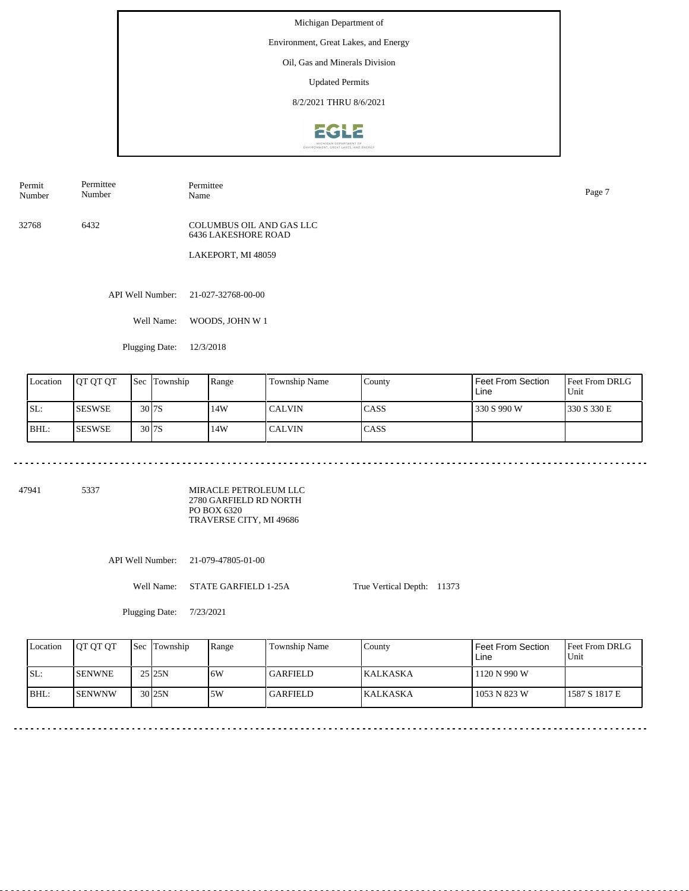Michigan Department of

Environment, Great Lakes, and Energy

Oil, Gas and Minerals Division

Updated Permits

8/2/2021 THRU 8/6/2021

| Permit Number | Permittee Number | Permittee Name |
|---|---|---|
| 32768 | 6432 | COLUMBUS OIL AND GAS LLC<br>6436 LAKESHORE ROAD<br><br>LAKEPORT, MI 48059 |

API Well Number: 21-027-32768-00-00

Well Name: WOODS, JOHN W 1

Plugging Date: 12/3/2018

| Location | QT QT QT | Sec | Township | Range | Township Name | County | Feet From Section Line | Feet From DRLG Unit |
|---|---|---|---|---|---|---|---|---|
| SL: | SESWSE | 30 | 7S | 14W | CALVIN | CASS | 330 S 990 W | 330 S 330 E |
| BHL: | SESWSE | 30 | 7S | 14W | CALVIN | CASS | | |

| Permit Number | Permittee Number | Permittee Name |
|---|---|---|
| 47941 | 5337 | MIRACLE PETROLEUM LLC<br>2780 GARFIELD RD NORTH<br>PO BOX 6320<br>TRAVERSE CITY, MI 49686 |

API Well Number: 21-079-47805-01-00

Well Name: STATE GARFIELD 1-25A

True Vertical Depth: 11373

Plugging Date: 7/23/2021

| Location | QT QT QT | Sec | Township | Range | Township Name | County | Feet From Section Line | Feet From DRLG Unit |
|---|---|---|---|---|---|---|---|---|
| SL: | SENWNE | 25 | 25N | 6W | GARFIELD | KALKASKA | 1120 N 990 W | |
| BHL: | SENWNW | 30 | 25N | 5W | GARFIELD | KALKASKA | 1053 N 823 W | 1587 S 1817 E |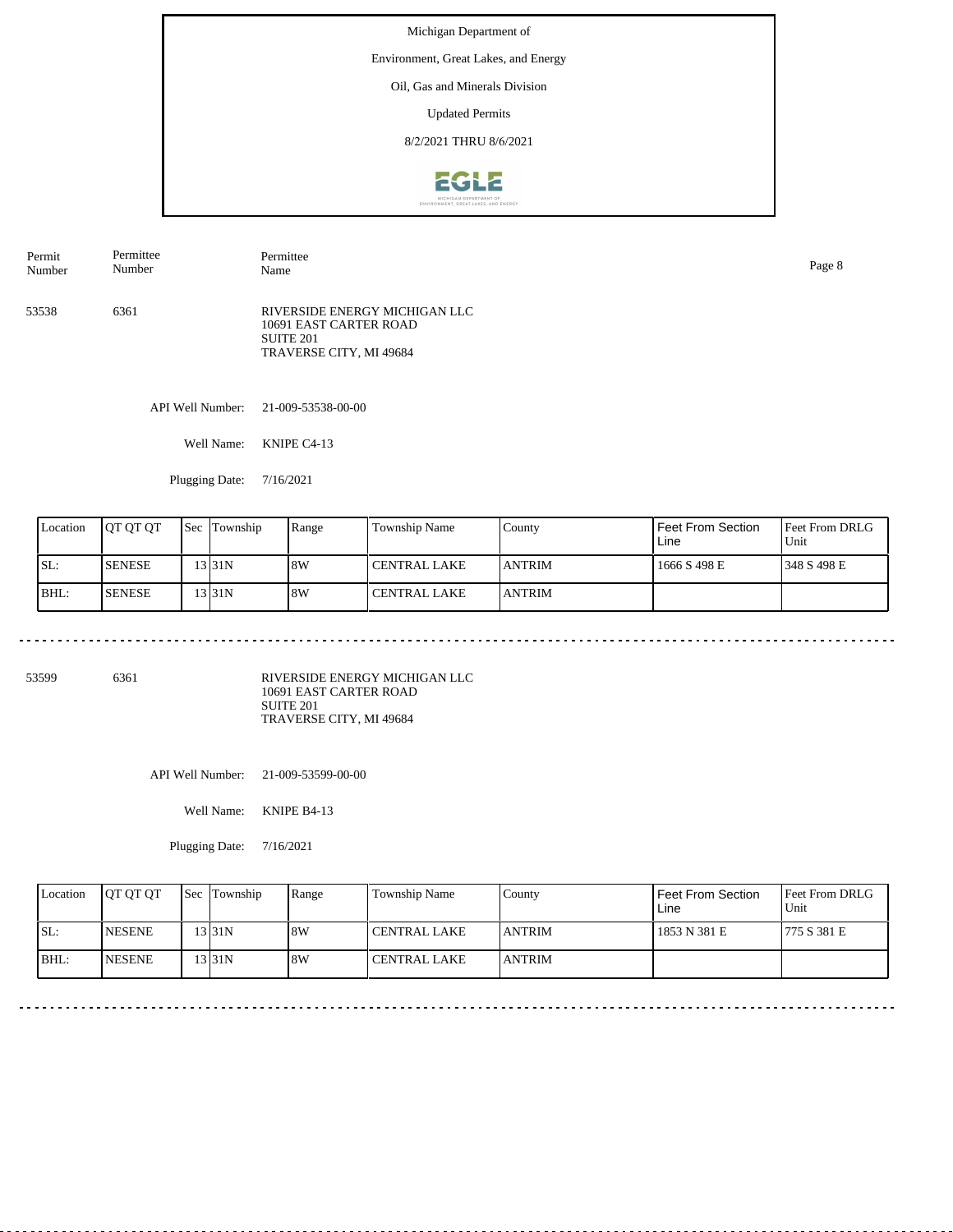Michigan Department of

Environment, Great Lakes, and Energy

Oil, Gas and Minerals Division

Updated Permits

8/2/2021 THRU 8/6/2021

| Permit Number | Permittee Number | Permittee Name |
|---|---|---|
| 53538 | 6361 | RIVERSIDE ENERGY MICHIGAN LLC<br>10691 EAST CARTER ROAD<br>SUITE 201<br>TRAVERSE CITY, MI 49684 |

API Well Number: 21-009-53538-00-00

Well Name: KNIPE C4-13

Plugging Date: 7/16/2021

| Location | QT QT QT | Sec | Township | Range | Township Name | County | Feet From Section Line | Feet From DRLG Unit |
|---|---|---|---|---|---|---|---|---|
| SL: | SENESE | 13 | 31N | 8W | CENTRAL LAKE | ANTRIM | 1666 S 498 E | 348 S 498 E |
| BHL: | SENESE | 13 | 31N | 8W | CENTRAL LAKE | ANTRIM | | |

---

| Permit Number | Permittee Number | Permittee Name |
|---|---|---|
| 53599 | 6361 | RIVERSIDE ENERGY MICHIGAN LLC<br>10691 EAST CARTER ROAD<br>SUITE 201<br>TRAVERSE CITY, MI 49684 |

API Well Number: 21-009-53599-00-00

Well Name: KNIPE B4-13

Plugging Date: 7/16/2021

| Location | QT QT QT | Sec | Township | Range | Township Name | County | Feet From Section Line | Feet From DRLG Unit |
|---|---|---|---|---|---|---|---|---|
| SL: | NESENE | 13 | 31N | 8W | CENTRAL LAKE | ANTRIM | 1853 N 381 E | 775 S 381 E |
| BHL: | NESENE | 13 | 31N | 8W | CENTRAL LAKE | ANTRIM | | |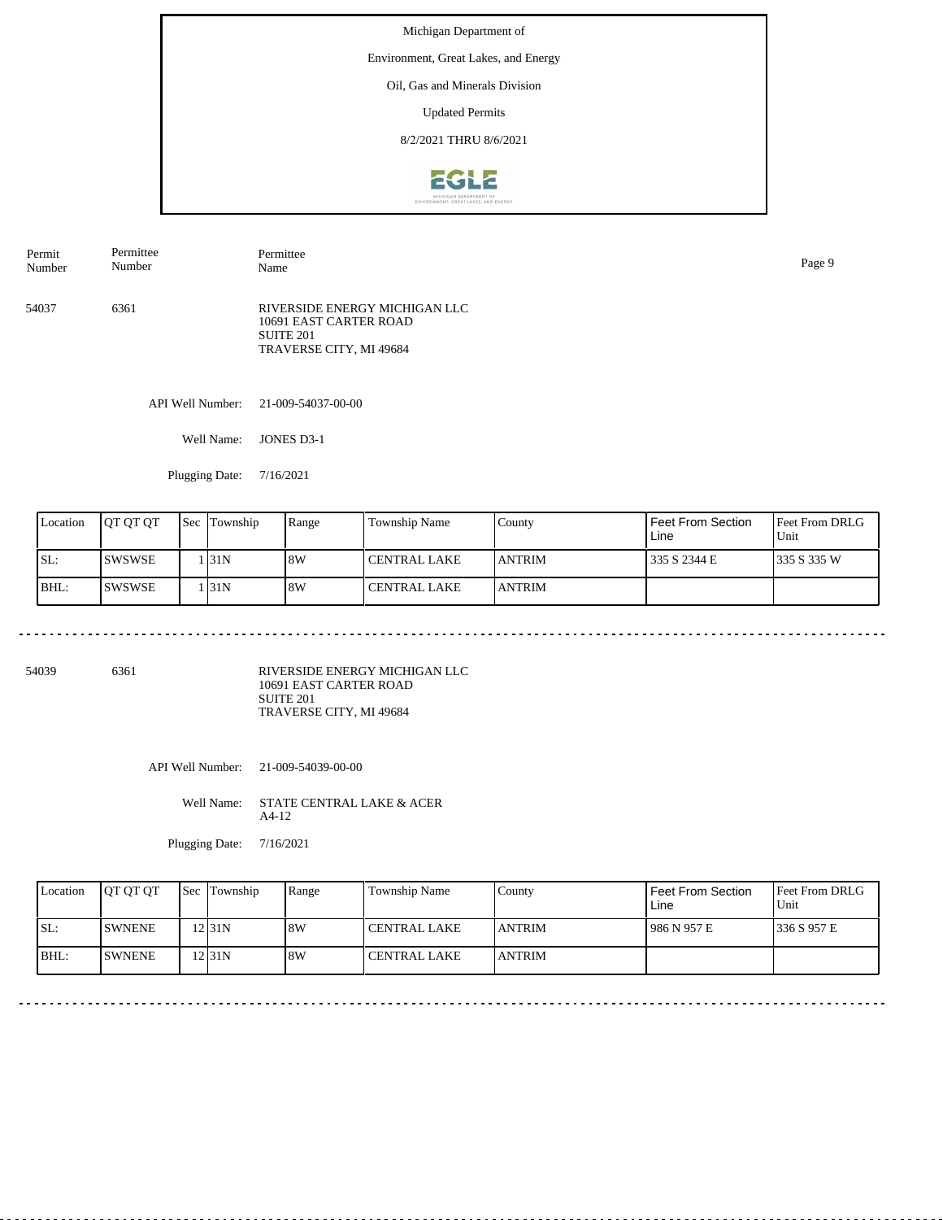Michigan Department of

Environment, Great Lakes, and Energy

Oil, Gas and Minerals Division

Updated Permits

8/2/2021 THRU 8/6/2021

| Permit Number | Permittee Number | Permittee Name |
|---|---|---|
| 54037 | 6361 | RIVERSIDE ENERGY MICHIGAN LLC<br>10691 EAST CARTER ROAD<br>SUITE 201<br>TRAVERSE CITY, MI 49684 |

API Well Number: 21-009-54037-00-00

Well Name: JONES D3-1

Plugging Date: 7/16/2021

| Location | QT QT QT | Sec | Township | Range | Township Name | County | Feet From Section Line | Feet From DRLG Unit |
|---|---|---|---|---|---|---|---|---|
| SL: | SWSWSE | 1 | 31N | 8W | CENTRAL LAKE | ANTRIM | 335 S 2344 E | 335 S 335 W |
| BHL: | SWSWSE | 1 | 31N | 8W | CENTRAL LAKE | ANTRIM | | |

---

| Permit Number | Permittee Number | Permittee Name |
|---|---|---|
| 54039 | 6361 | RIVERSIDE ENERGY MICHIGAN LLC<br>10691 EAST CARTER ROAD<br>SUITE 201<br>TRAVERSE CITY, MI 49684 |

API Well Number: 21-009-54039-00-00

Well Name: STATE CENTRAL LAKE & ACER A4-12

Plugging Date: 7/16/2021

| Location | QT QT QT | Sec | Township | Range | Township Name | County | Feet From Section Line | Feet From DRLG Unit |
|---|---|---|---|---|---|---|---|---|
| SL: | SWNENE | 12 | 31N | 8W | CENTRAL LAKE | ANTRIM | 986 N 957 E | 336 S 957 E |
| BHL: | SWNENE | 12 | 31N | 8W | CENTRAL LAKE | ANTRIM | | |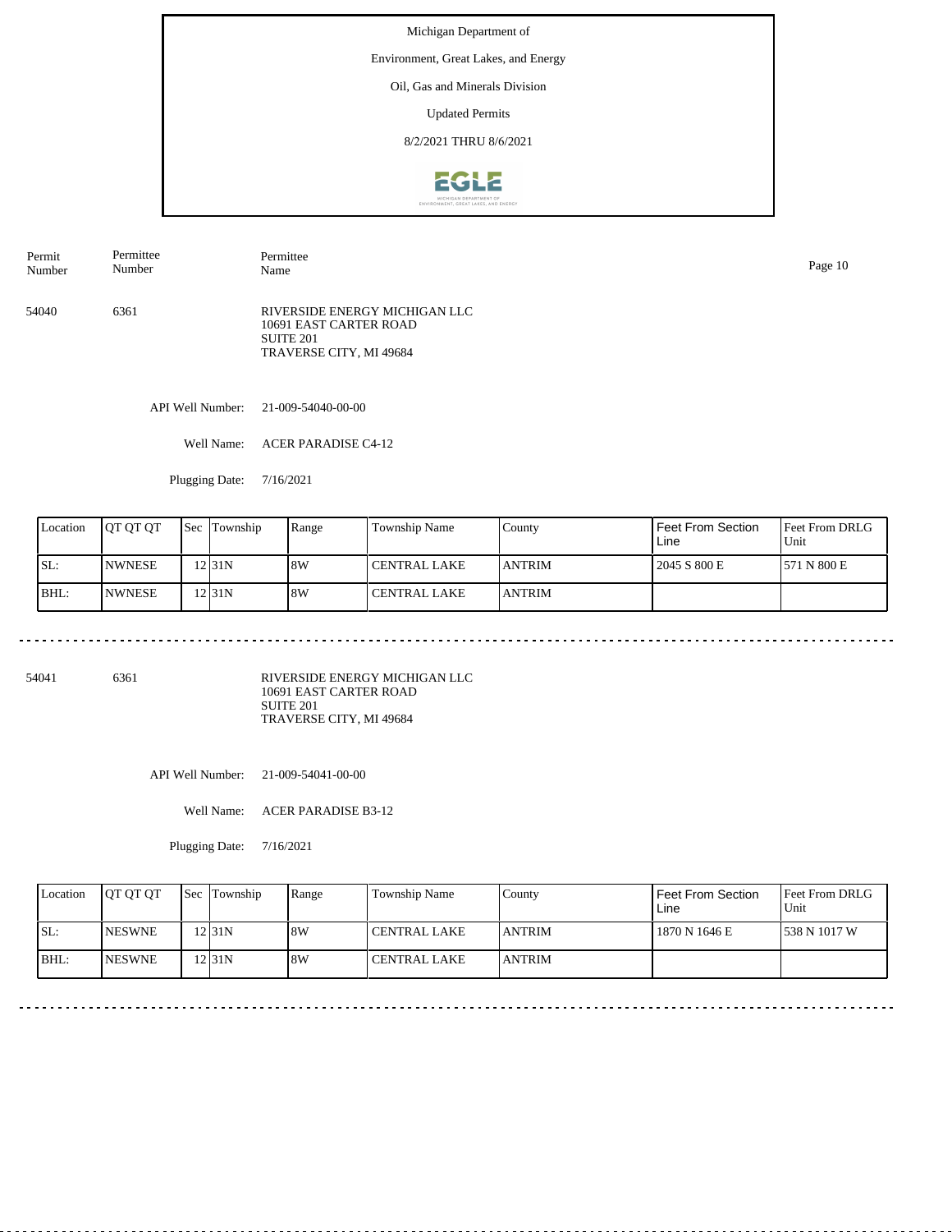Michigan Department of

Environment, Great Lakes, and Energy

Oil, Gas and Minerals Division

Updated Permits

8/2/2021 THRU 8/6/2021

| Permit Number | Permittee Number | Permittee Name |
|---|---|---|
| 54040 | 6361 | RIVERSIDE ENERGY MICHIGAN LLC<br>10691 EAST CARTER ROAD<br>SUITE 201<br>TRAVERSE CITY, MI 49684 |

API Well Number: 21-009-54040-00-00

Well Name: ACER PARADISE C4-12

Plugging Date: 7/16/2021

| Location | QT QT QT | Sec | Township | Range | Township Name | County | Feet From Section Line | Feet From DRLG Unit |
|---|---|---|---|---|---|---|---|---|
| SL: | NWNESE | 12 | 31N | 8W | CENTRAL LAKE | ANTRIM | 2045 S 800 E | 571 N 800 E |
| BHL: | NWNESE | 12 | 31N | 8W | CENTRAL LAKE | ANTRIM | | |

---

| Permit Number | Permittee Number | Permittee Name |
|---|---|---|
| 54041 | 6361 | RIVERSIDE ENERGY MICHIGAN LLC<br>10691 EAST CARTER ROAD<br>SUITE 201<br>TRAVERSE CITY, MI 49684 |

API Well Number: 21-009-54041-00-00

Well Name: ACER PARADISE B3-12

Plugging Date: 7/16/2021

| Location | QT QT QT | Sec | Township | Range | Township Name | County | Feet From Section Line | Feet From DRLG Unit |
|---|---|---|---|---|---|---|---|---|
| SL: | NESWNE | 12 | 31N | 8W | CENTRAL LAKE | ANTRIM | 1870 N 1646 E | 538 N 1017 W |
| BHL: | NESWNE | 12 | 31N | 8W | CENTRAL LAKE | ANTRIM | | |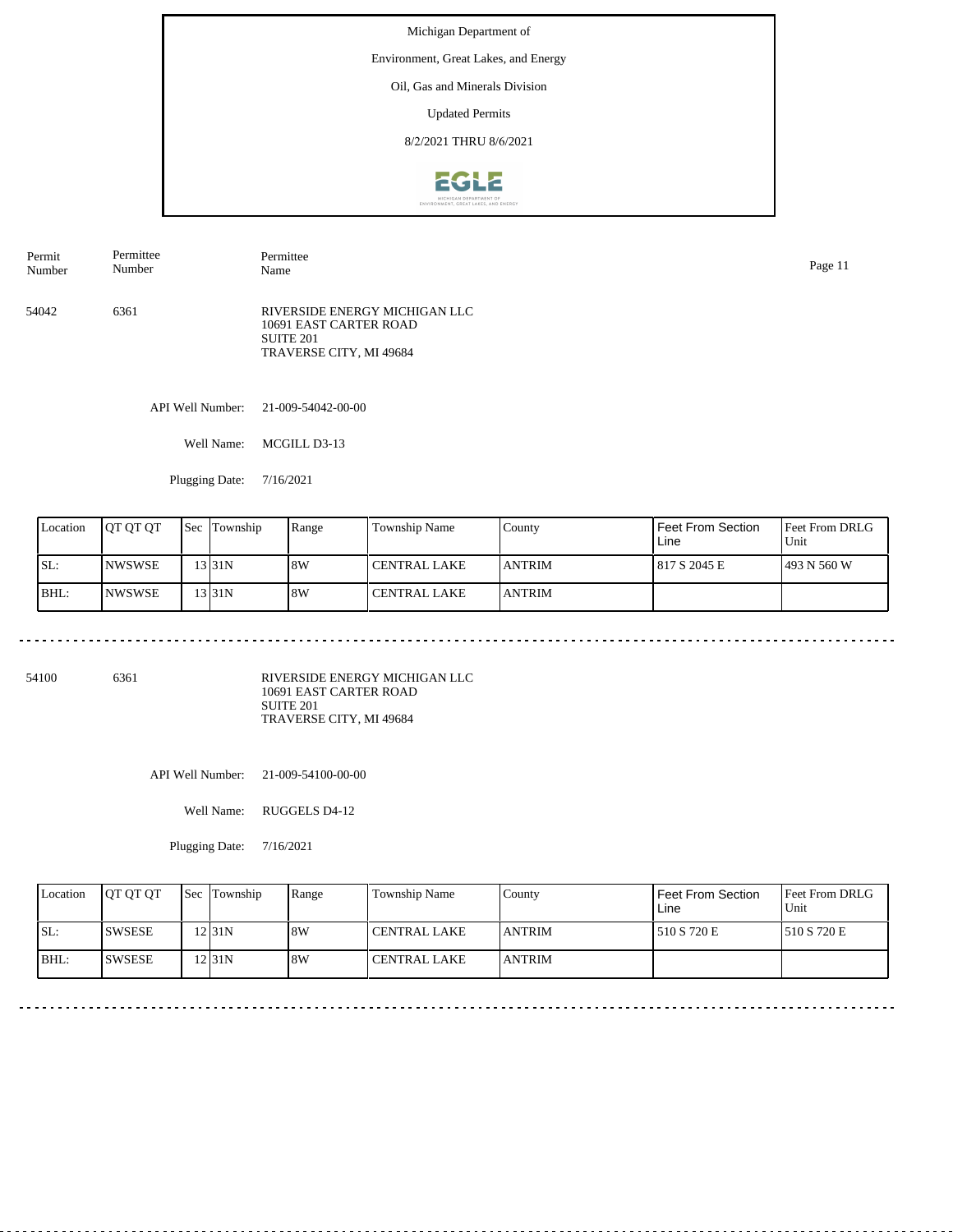| Permit Number | Permittee Number | Permittee Name |
|---|---|---|
| 54042 | 6361 | RIVERSIDE ENERGY MICHIGAN LLC<br>10691 EAST CARTER ROAD<br>SUITE 201<br>TRAVERSE CITY, MI 49684 |

API Well Number: 21-009-54042-00-00

Well Name: MCGILL D3-13

Plugging Date: 7/16/2021

| Location | QT QT QT | Sec | Township | Range | Township Name | County | Feet From Section Line | Feet From DRLG Unit |
|---|---|---|---|---|---|---|---|---|
| SL: | NWSWSE | 13 | 31N | 8W | CENTRAL LAKE | ANTRIM | 817 S 2045 E | 493 N 560 W |
| BHL: | NWSWSE | 13 | 31N | 8W | CENTRAL LAKE | ANTRIM | | |

---

| Permit Number | Permittee Number | Permittee Name |
|---|---|---|
| 54100 | 6361 | RIVERSIDE ENERGY MICHIGAN LLC<br>10691 EAST CARTER ROAD<br>SUITE 201<br>TRAVERSE CITY, MI 49684 |

API Well Number: 21-009-54100-00-00

Well Name: RUGGELS D4-12

Plugging Date: 7/16/2021

| Location | QT QT QT | Sec | Township | Range | Township Name | County | Feet From Section Line | Feet From DRLG Unit |
|---|---|---|---|---|---|---|---|---|
| SL: | SWSESE | 12 | 31N | 8W | CENTRAL LAKE | ANTRIM | 510 S 720 E | 510 S 720 E |
| BHL: | SWSESE | 12 | 31N | 8W | CENTRAL LAKE | ANTRIM | | |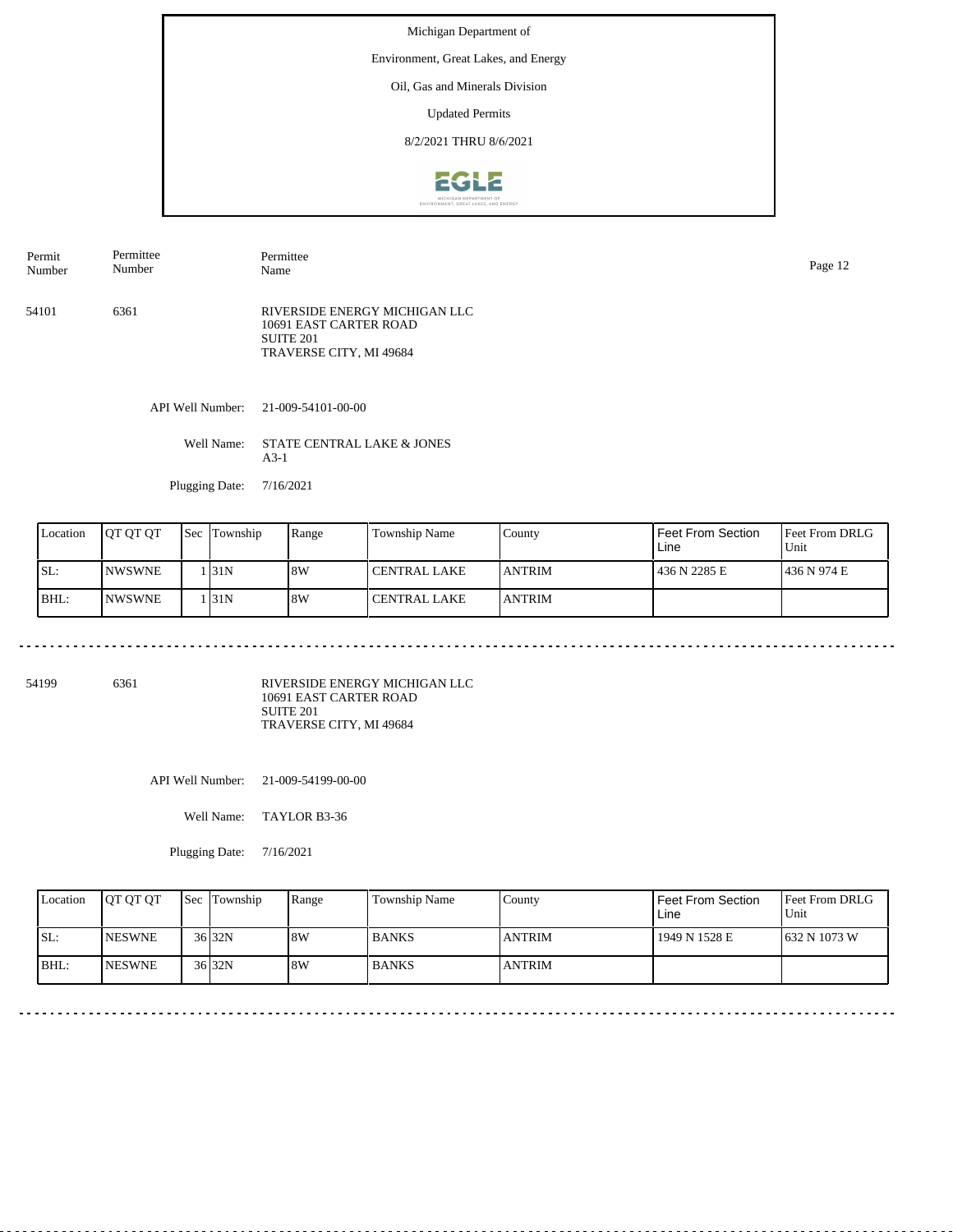Michigan Department of

Environment, Great Lakes, and Energy

Oil, Gas and Minerals Division

Updated Permits

8/2/2021 THRU 8/6/2021

| Permit Number | Permittee Number | Permittee Name |
|---|---|---|
| 54101 | 6361 | RIVERSIDE ENERGY MICHIGAN LLC<br>10691 EAST CARTER ROAD<br>SUITE 201<br>TRAVERSE CITY, MI 49684 |

API Well Number: 21-009-54101-00-00

Well Name: STATE CENTRAL LAKE & JONES A3-1

Plugging Date: 7/16/2021

| Location | QT QT QT | Sec | Township | Range | Township Name | County | Feet From Section Line | Feet From DRLG Unit |
|---|---|---|---|---|---|---|---|---|
| SL: | NWSWNE | 1 | 31N | 8W | CENTRAL LAKE | ANTRIM | 436 N 2285 E | 436 N 974 E |
| BHL: | NWSWNE | 1 | 31N | 8W | CENTRAL LAKE | ANTRIM | | |

---

| Permit Number | Permittee Number | Permittee Name |
|---|---|---|
| 54199 | 6361 | RIVERSIDE ENERGY MICHIGAN LLC<br>10691 EAST CARTER ROAD<br>SUITE 201<br>TRAVERSE CITY, MI 49684 |

API Well Number: 21-009-54199-00-00

Well Name: TAYLOR B3-36

Plugging Date: 7/16/2021

| Location | QT QT QT | Sec | Township | Range | Township Name | County | Feet From Section Line | Feet From DRLG Unit |
|---|---|---|---|---|---|---|---|---|
| SL: | NESWNE | 36 | 32N | 8W | BANKS | ANTRIM | 1949 N 1528 E | 632 N 1073 W |
| BHL: | NESWNE | 36 | 32N | 8W | BANKS | ANTRIM | | |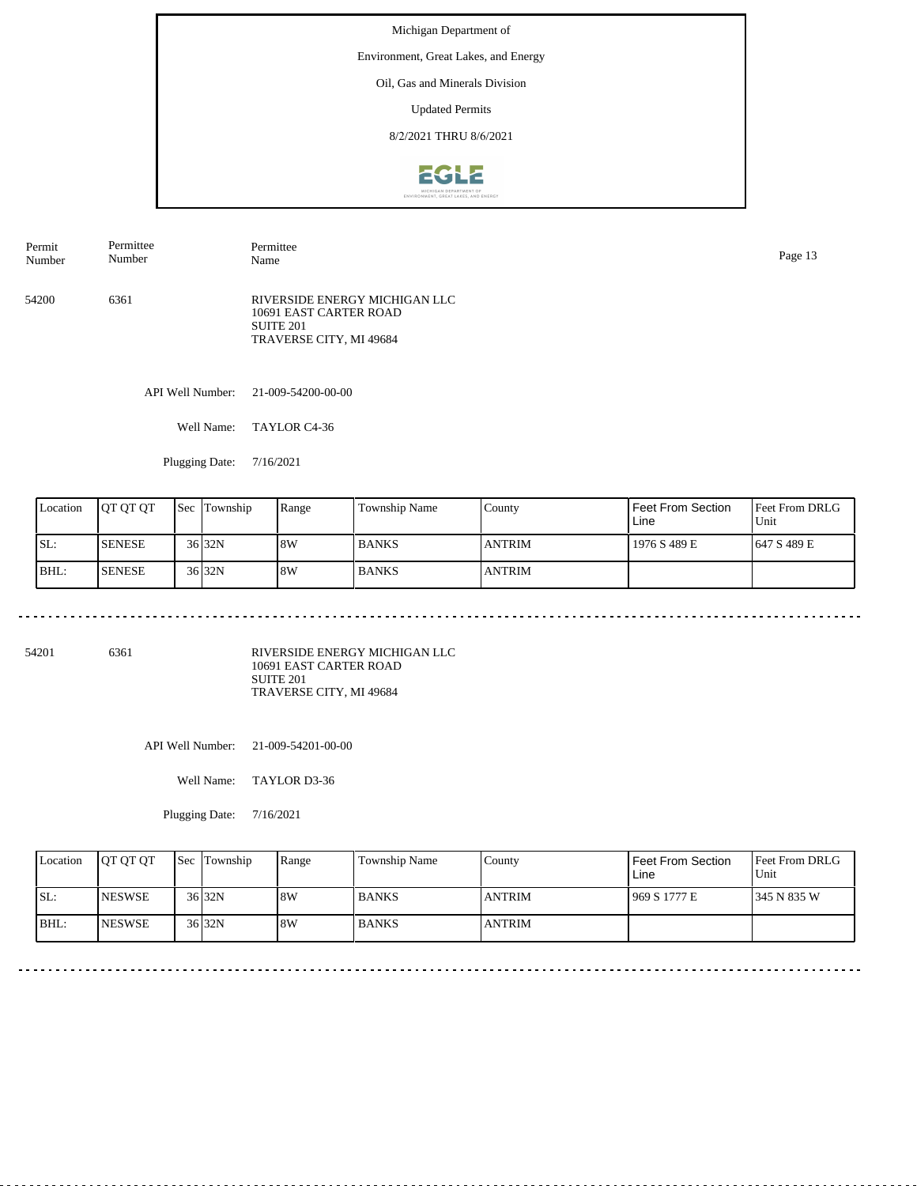Michigan Department of

Environment, Great Lakes, and Energy

Oil, Gas and Minerals Division

Updated Permits

8/2/2021 THRU 8/6/2021

| Permit Number | Permittee Number | Permittee Name |
|---|---|---|
| 54200 | 6361 | RIVERSIDE ENERGY MICHIGAN LLC<br>10691 EAST CARTER ROAD<br>SUITE 201<br>TRAVERSE CITY, MI 49684 |

API Well Number: 21-009-54200-00-00

Well Name: TAYLOR C4-36

Plugging Date: 7/16/2021

| Location | QT QT QT | Sec | Township | Range | Township Name | County | Feet From Section Line | Feet From DRLG Unit |
|---|---|---|---|---|---|---|---|---|
| SL: | SENESE | 36 | 32N | 8W | BANKS | ANTRIM | 1976 S 489 E | 647 S 489 E |
| BHL: | SENESE | 36 | 32N | 8W | BANKS | ANTRIM | | |

---

| Permit Number | Permittee Number | Permittee Name |
|---|---|---|
| 54201 | 6361 | RIVERSIDE ENERGY MICHIGAN LLC<br>10691 EAST CARTER ROAD<br>SUITE 201<br>TRAVERSE CITY, MI 49684 |

API Well Number: 21-009-54201-00-00

Well Name: TAYLOR D3-36

Plugging Date: 7/16/2021

| Location | QT QT QT | Sec | Township | Range | Township Name | County | Feet From Section Line | Feet From DRLG Unit |
|---|---|---|---|---|---|---|---|---|
| SL: | NESWSE | 36 | 32N | 8W | BANKS | ANTRIM | 969 S 1777 E | 345 N 835 W |
| BHL: | NESWSE | 36 | 32N | 8W | BANKS | ANTRIM | | |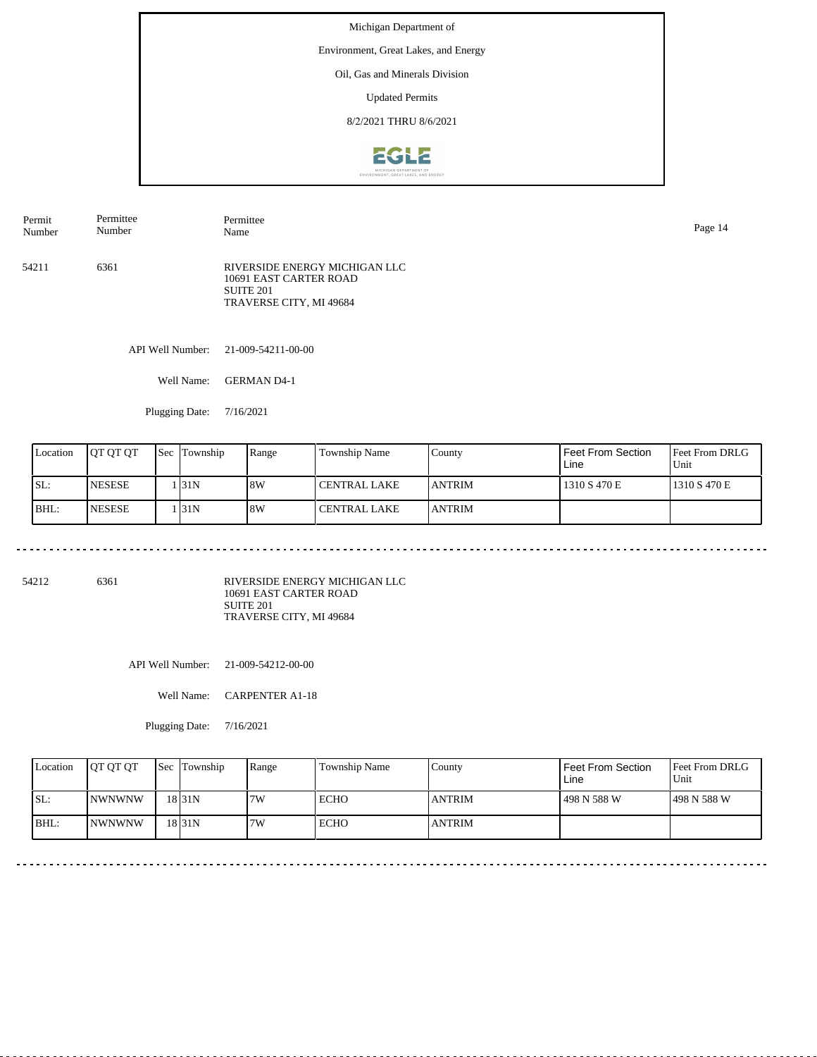Michigan Department of

Environment, Great Lakes, and Energy

Oil, Gas and Minerals Division

Updated Permits

8/2/2021 THRU 8/6/2021

| Permit Number | Permittee Number | Permittee Name |
|---|---|---|
| 54211 | 6361 | RIVERSIDE ENERGY MICHIGAN LLC<br>10691 EAST CARTER ROAD<br>SUITE 201<br>TRAVERSE CITY, MI 49684 |

API Well Number: 21-009-54211-00-00

Well Name: GERMAN D4-1

Plugging Date: 7/16/2021

| Location | QT QT QT | Sec | Township | Range | Township Name | County | Feet From Section Line | Feet From DRLG Unit |
|---|---|---|---|---|---|---|---|---|
| SL: | NESESE | 1 | 31N | 8W | CENTRAL LAKE | ANTRIM | 1310 S 470 E | 1310 S 470 E |
| BHL: | NESESE | 1 | 31N | 8W | CENTRAL LAKE | ANTRIM | | |

---

| Permit Number | Permittee Number | Permittee Name |
|---|---|---|
| 54212 | 6361 | RIVERSIDE ENERGY MICHIGAN LLC<br>10691 EAST CARTER ROAD<br>SUITE 201<br>TRAVERSE CITY, MI 49684 |

API Well Number: 21-009-54212-00-00

Well Name: CARPENTER A1-18

Plugging Date: 7/16/2021

| Location | QT QT QT | Sec | Township | Range | Township Name | County | Feet From Section Line | Feet From DRLG Unit |
|---|---|---|---|---|---|---|---|---|
| SL: | NWNWNW | 18 | 31N | 7W | ECHO | ANTRIM | 498 N 588 W | 498 N 588 W |
| BHL: | NWNWNW | 18 | 31N | 7W | ECHO | ANTRIM | | |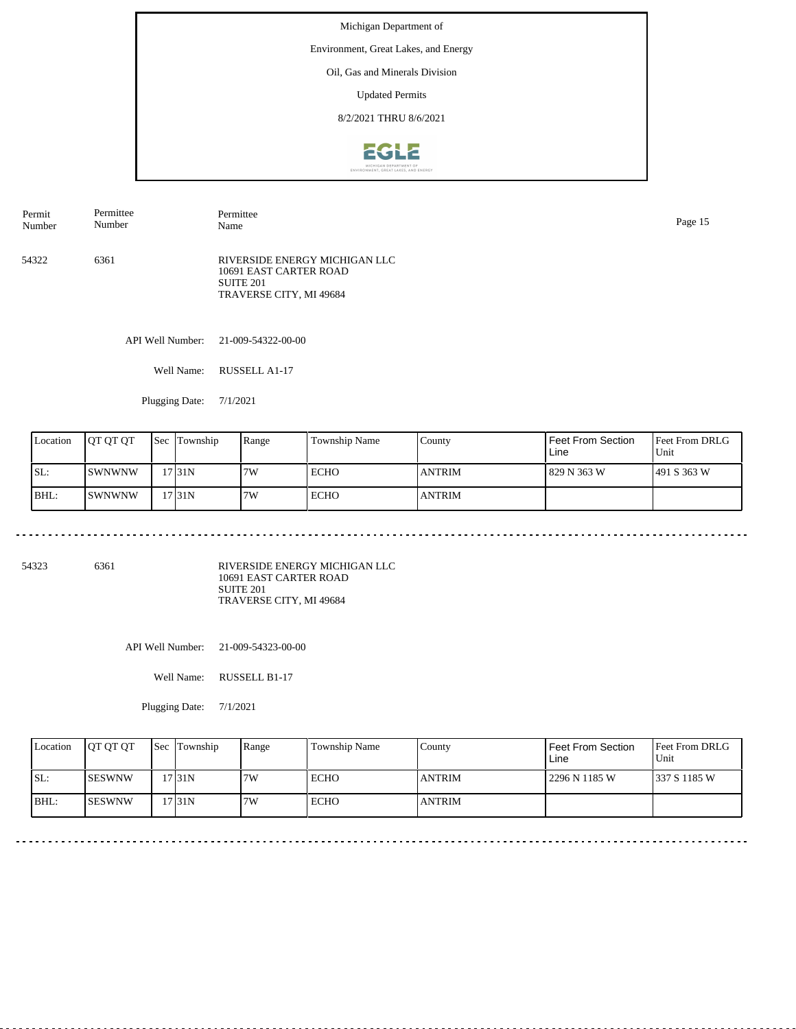Michigan Department of

Environment, Great Lakes, and Energy

Oil, Gas and Minerals Division

Updated Permits

8/2/2021 THRU 8/6/2021

| Permit Number | Permittee Number | Permittee Name |
|---|---|---|
| 54322 | 6361 | RIVERSIDE ENERGY MICHIGAN LLC<br>10691 EAST CARTER ROAD<br>SUITE 201<br>TRAVERSE CITY, MI 49684 |

API Well Number: 21-009-54322-00-00

Well Name: RUSSELL A1-17

Plugging Date: 7/1/2021

| Location | QT QT QT | Sec | Township | Range | Township Name | County | Feet From Section Line | Feet From DRLG Unit |
|---|---|---|---|---|---|---|---|---|
| SL: | SWNWNW | 17 | 31N | 7W | ECHO | ANTRIM | 829 N 363 W | 491 S 363 W |
| BHL: | SWNWNW | 17 | 31N | 7W | ECHO | ANTRIM | | |

---

| Permit Number | Permittee Number | Permittee Name |
|---|---|---|
| 54323 | 6361 | RIVERSIDE ENERGY MICHIGAN LLC<br>10691 EAST CARTER ROAD<br>SUITE 201<br>TRAVERSE CITY, MI 49684 |

API Well Number: 21-009-54323-00-00

Well Name: RUSSELL B1-17

Plugging Date: 7/1/2021

| Location | QT QT QT | Sec | Township | Range | Township Name | County | Feet From Section Line | Feet From DRLG Unit |
|---|---|---|---|---|---|---|---|---|
| SL: | SESWNW | 17 | 31N | 7W | ECHO | ANTRIM | 2296 N 1185 W | 337 S 1185 W |
| BHL: | SESWNW | 17 | 31N | 7W | ECHO | ANTRIM | | |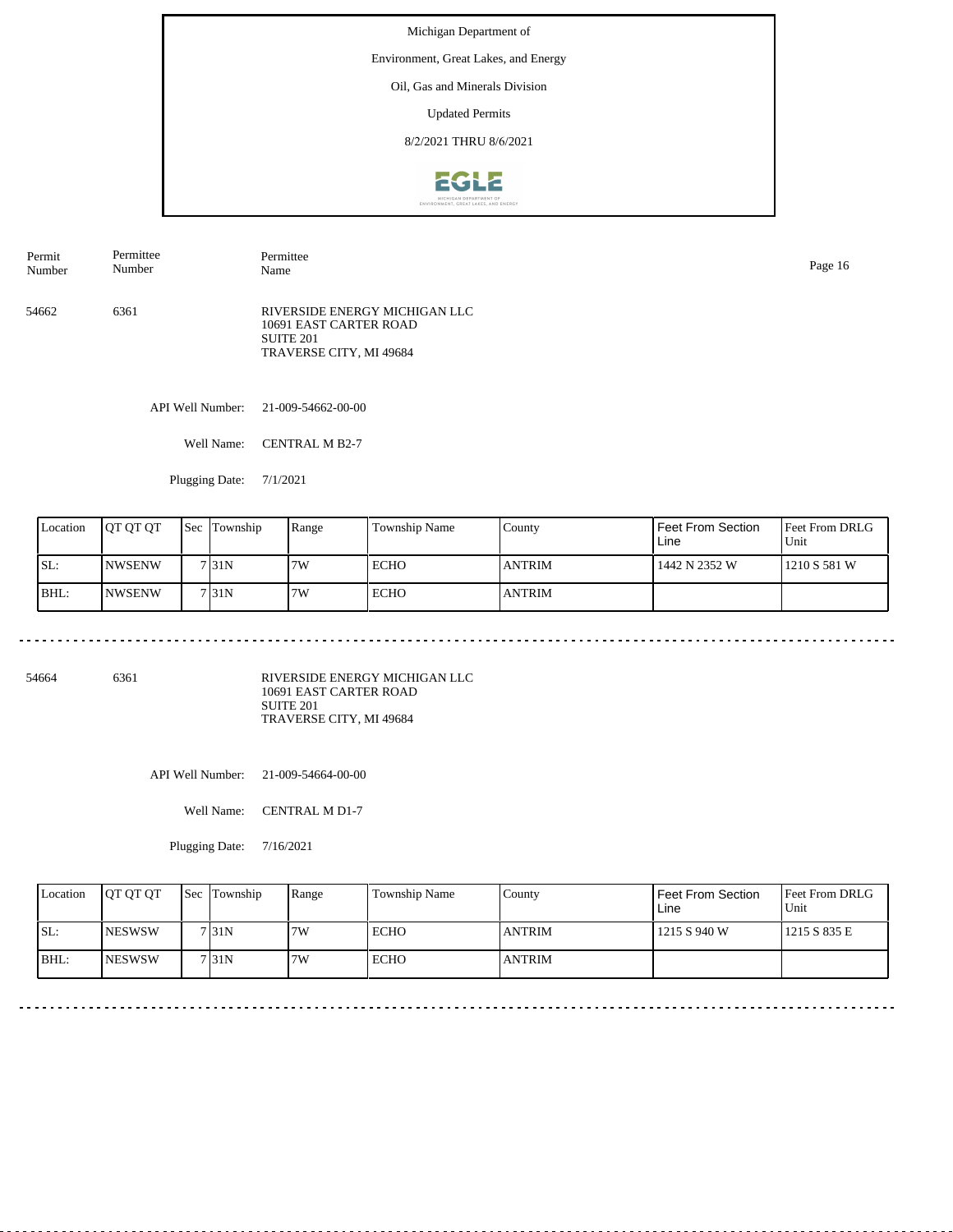Michigan Department of

Environment, Great Lakes, and Energy

Oil, Gas and Minerals Division

Updated Permits

8/2/2021 THRU 8/6/2021

| Permit Number | Permittee Number | Permittee Name |
|---|---|---|
| 54662 | 6361 | RIVERSIDE ENERGY MICHIGAN LLC<br>10691 EAST CARTER ROAD<br>SUITE 201<br>TRAVERSE CITY, MI 49684 |

API Well Number: 21-009-54662-00-00

Well Name: CENTRAL M B2-7

Plugging Date: 7/1/2021

| Location | QT QT QT | Sec | Township | Range | Township Name | County | Feet From Section Line | Feet From DRLG Unit |
|---|---|---|---|---|---|---|---|---|
| SL: | NWSENW | 7 | 31N | 7W | ECHO | ANTRIM | 1442 N 2352 W | 1210 S 581 W |
| BHL: | NWSENW | 7 | 31N | 7W | ECHO | ANTRIM | | |

---

| Permit Number | Permittee Number | Permittee Name |
|---|---|---|
| 54664 | 6361 | RIVERSIDE ENERGY MICHIGAN LLC<br>10691 EAST CARTER ROAD<br>SUITE 201<br>TRAVERSE CITY, MI 49684 |

API Well Number: 21-009-54664-00-00

Well Name: CENTRAL M D1-7

Plugging Date: 7/16/2021

| Location | QT QT QT | Sec | Township | Range | Township Name | County | Feet From Section Line | Feet From DRLG Unit |
|---|---|---|---|---|---|---|---|---|
| SL: | NESWSW | 7 | 31N | 7W | ECHO | ANTRIM | 1215 S 940 W | 1215 S 835 E |
| BHL: | NESWSW | 7 | 31N | 7W | ECHO | ANTRIM | | |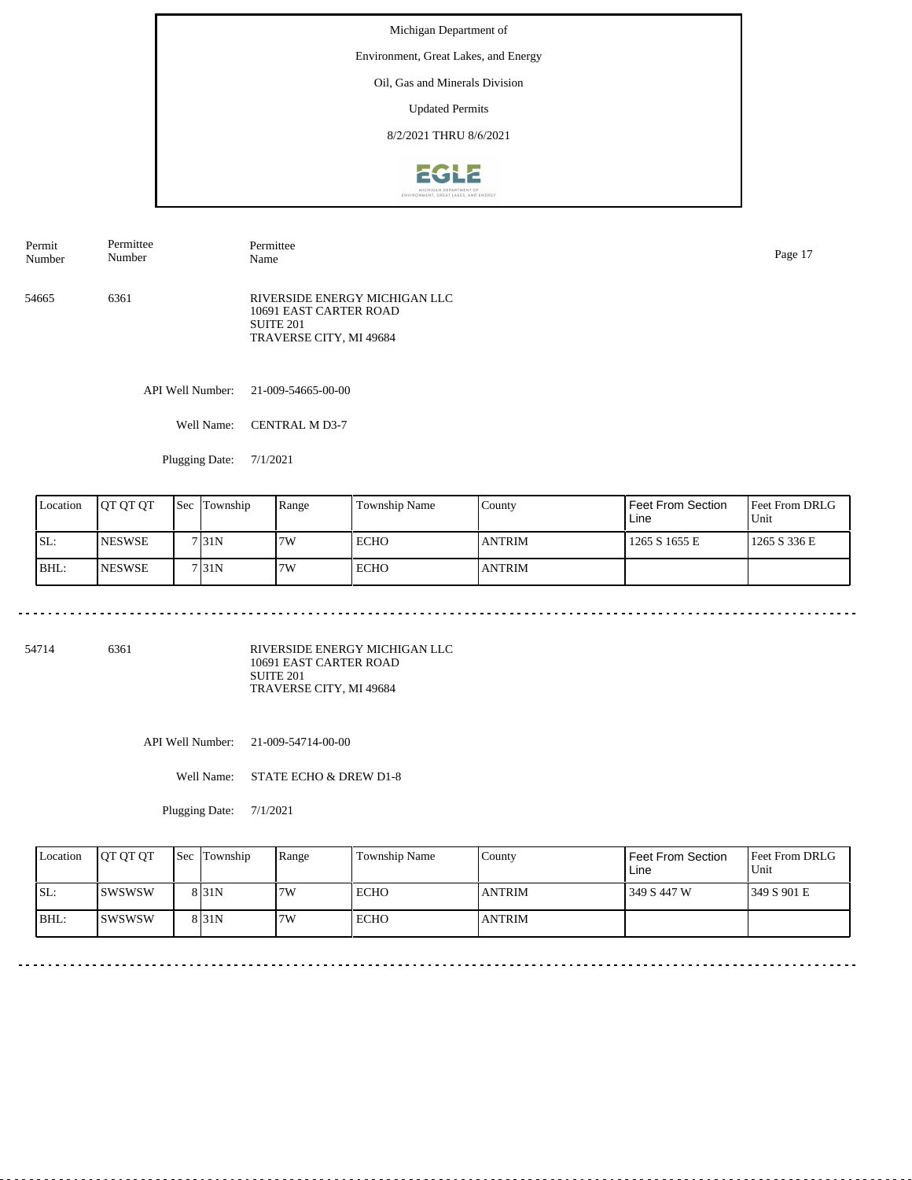Michigan Department of

Environment, Great Lakes, and Energy

Oil, Gas and Minerals Division

Updated Permits

8/2/2021 THRU 8/6/2021

| Permit Number | Permittee Number | Permittee Name |
|---|---|---|
| 54665 | 6361 | RIVERSIDE ENERGY MICHIGAN LLC<br>10691 EAST CARTER ROAD<br>SUITE 201<br>TRAVERSE CITY, MI 49684 |

API Well Number: 21-009-54665-00-00

Well Name: CENTRAL M D3-7

Plugging Date: 7/1/2021

| Location | QT QT QT | Sec | Township | Range | Township Name | County | Feet From Section Line | Feet From DRLG Unit |
|---|---|---|---|---|---|---|---|---|
| SL: | NESWSE | 7 | 31N | 7W | ECHO | ANTRIM | 1265 S 1655 E | 1265 S 336 E |
| BHL: | NESWSE | 7 | 31N | 7W | ECHO | ANTRIM | | |

---

| Permit Number | Permittee Number | Permittee Name |
|---|---|---|
| 54714 | 6361 | RIVERSIDE ENERGY MICHIGAN LLC<br>10691 EAST CARTER ROAD<br>SUITE 201<br>TRAVERSE CITY, MI 49684 |

API Well Number: 21-009-54714-00-00

Well Name: STATE ECHO & DREW D1-8

Plugging Date: 7/1/2021

| Location | QT QT QT | Sec | Township | Range | Township Name | County | Feet From Section Line | Feet From DRLG Unit |
|---|---|---|---|---|---|---|---|---|
| SL: | SWSWSW | 8 | 31N | 7W | ECHO | ANTRIM | 349 S 447 W | 349 S 901 E |
| BHL: | SWSWSW | 8 | 31N | 7W | ECHO | ANTRIM | | |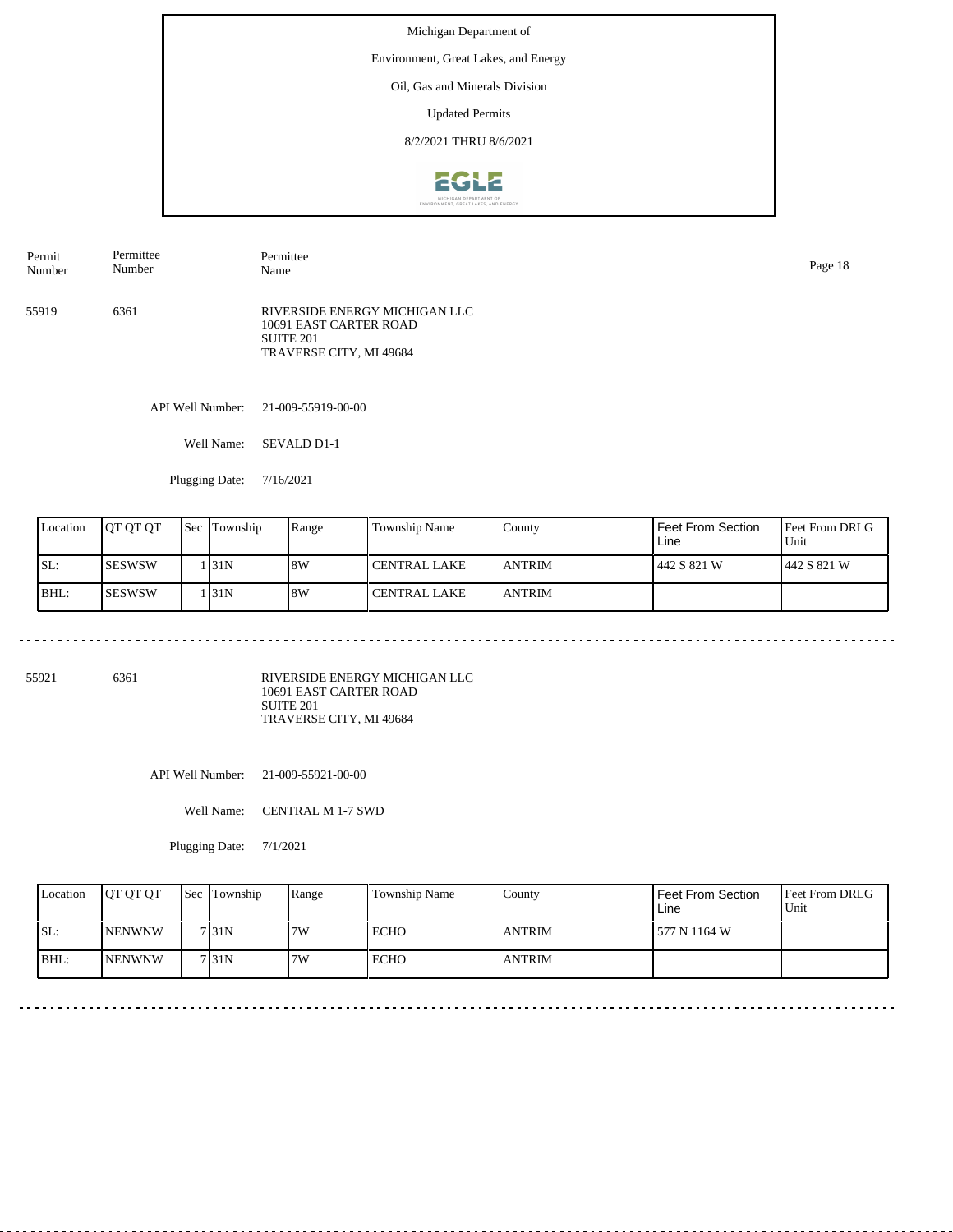Michigan Department of

Environment, Great Lakes, and Energy

Oil, Gas and Minerals Division

Updated Permits

8/2/2021 THRU 8/6/2021

| Permit Number | Permittee Number | Permittee Name |
|---|---|---|
| 55919 | 6361 | RIVERSIDE ENERGY MICHIGAN LLC<br>10691 EAST CARTER ROAD<br>SUITE 201<br>TRAVERSE CITY, MI 49684 |

API Well Number: 21-009-55919-00-00

Well Name: SEVALD D1-1

Plugging Date: 7/16/2021

| Location | QT QT QT | Sec | Township | Range | Township Name | County | Feet From Section Line | Feet From DRLG Unit |
|---|---|---|---|---|---|---|---|---|
| SL: | SESWSW | 1 | 31N | 8W | CENTRAL LAKE | ANTRIM | 442 S 821 W | 442 S 821 W |
| BHL: | SESWSW | 1 | 31N | 8W | CENTRAL LAKE | ANTRIM | | |

---

| Permit Number | Permittee Number | Permittee Name |
|---|---|---|
| 55921 | 6361 | RIVERSIDE ENERGY MICHIGAN LLC<br>10691 EAST CARTER ROAD<br>SUITE 201<br>TRAVERSE CITY, MI 49684 |

API Well Number: 21-009-55921-00-00

Well Name: CENTRAL M 1-7 SWD

Plugging Date: 7/1/2021

| Location | QT QT QT | Sec | Township | Range | Township Name | County | Feet From Section Line | Feet From DRLG Unit |
|---|---|---|---|---|---|---|---|---|
| SL: | NENWNW | 7 | 31N | 7W | ECHO | ANTRIM | 577 N 1164 W | |
| BHL: | NENWNW | 7 | 31N | 7W | ECHO | ANTRIM | | |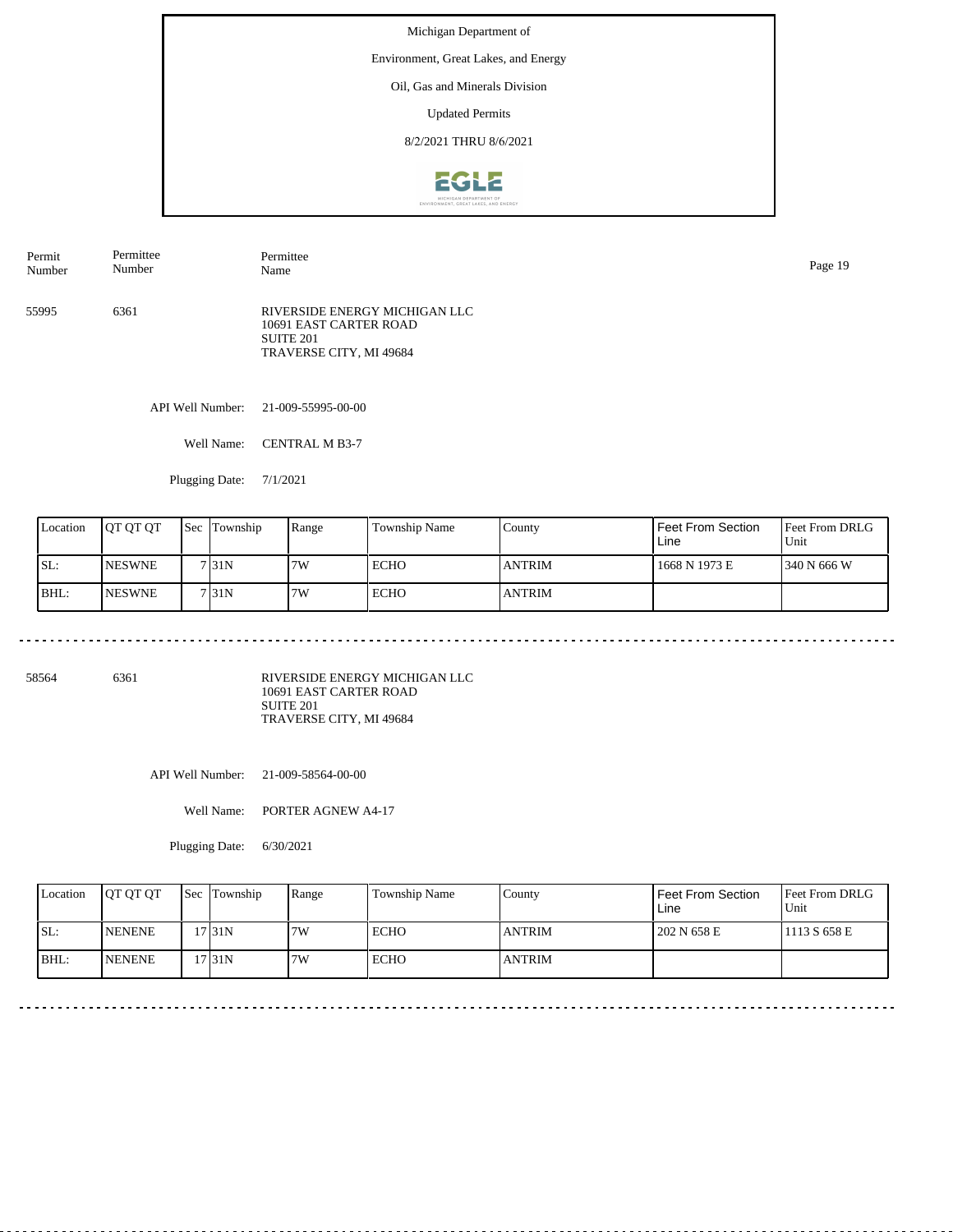Michigan Department of

Environment, Great Lakes, and Energy

Oil, Gas and Minerals Division

Updated Permits

8/2/2021 THRU 8/6/2021

| Permit Number | Permittee Number | Permittee Name |
|---|---|---|
| 55995 | 6361 | RIVERSIDE ENERGY MICHIGAN LLC<br>10691 EAST CARTER ROAD<br>SUITE 201<br>TRAVERSE CITY, MI 49684 |

API Well Number: 21-009-55995-00-00

Well Name: CENTRAL M B3-7

Plugging Date: 7/1/2021

| Location | QT QT QT | Sec | Township | Range | Township Name | County | Feet From Section Line | Feet From DRLG Unit |
|---|---|---|---|---|---|---|---|---|
| SL: | NESWNE | 7 | 31N | 7W | ECHO | ANTRIM | 1668 N 1973 E | 340 N 666 W |
| BHL: | NESWNE | 7 | 31N | 7W | ECHO | ANTRIM | | |

---

| Permit Number | Permittee Number | Permittee Name |
|---|---|---|
| 58564 | 6361 | RIVERSIDE ENERGY MICHIGAN LLC<br>10691 EAST CARTER ROAD<br>SUITE 201<br>TRAVERSE CITY, MI 49684 |

API Well Number: 21-009-58564-00-00

Well Name: PORTER AGNEW A4-17

Plugging Date: 6/30/2021

| Location | QT QT QT | Sec | Township | Range | Township Name | County | Feet From Section Line | Feet From DRLG Unit |
|---|---|---|---|---|---|---|---|---|
| SL: | NENENE | 17 | 31N | 7W | ECHO | ANTRIM | 202 N 658 E | 1113 S 658 E |
| BHL: | NENENE | 17 | 31N | 7W | ECHO | ANTRIM | | |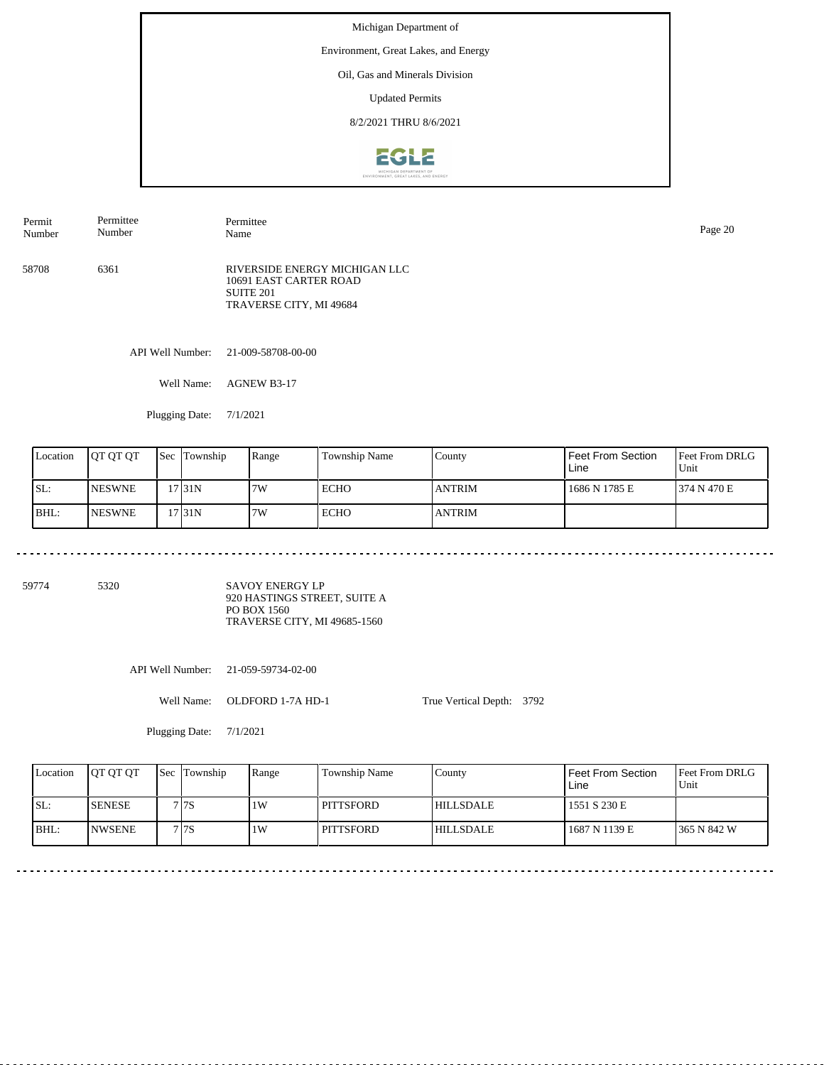Michigan Department of

Environment, Great Lakes, and Energy

Oil, Gas and Minerals Division

Updated Permits

8/2/2021 THRU 8/6/2021

| Permit Number | Permittee Number | Permittee Name |
|---|---|---|

---

**58708** | **6361** | RIVERSIDE ENERGY MICHIGAN LLC
10691 EAST CARTER ROAD
SUITE 201
TRAVERSE CITY, MI 49684

API Well Number: 21-009-58708-00-00

Well Name: AGNEW B3-17

Plugging Date: 7/1/2021

| Location | QT QT QT | Sec | Township | Range | Township Name | County | Feet From Section Line | Feet From DRLG Unit |
|---|---|---|---|---|---|---|---|---|
| SL: | NESWNE | 17 | 31N | 7W | ECHO | ANTRIM | 1686 N 1785 E | 374 N 470 E |
| BHL: | NESWNE | 17 | 31N | 7W | ECHO | ANTRIM | | |

---

**59774** | **5320** | SAVOY ENERGY LP
920 HASTINGS STREET, SUITE A
PO BOX 1560
TRAVERSE CITY, MI 49685-1560

API Well Number: 21-059-59734-02-00

Well Name: OLDFORD 1-7A HD-1

True Vertical Depth: 3792

Plugging Date: 7/1/2021

| Location | QT QT QT | Sec | Township | Range | Township Name | County | Feet From Section Line | Feet From DRLG Unit |
|---|---|---|---|---|---|---|---|---|
| SL: | SENESE | 7 | 7S | 1W | PITTSFORD | HILLSDALE | 1551 S 230 E | |
| BHL: | NWSENE | 7 | 7S | 1W | PITTSFORD | HILLSDALE | 1687 N 1139 E | 365 N 842 W |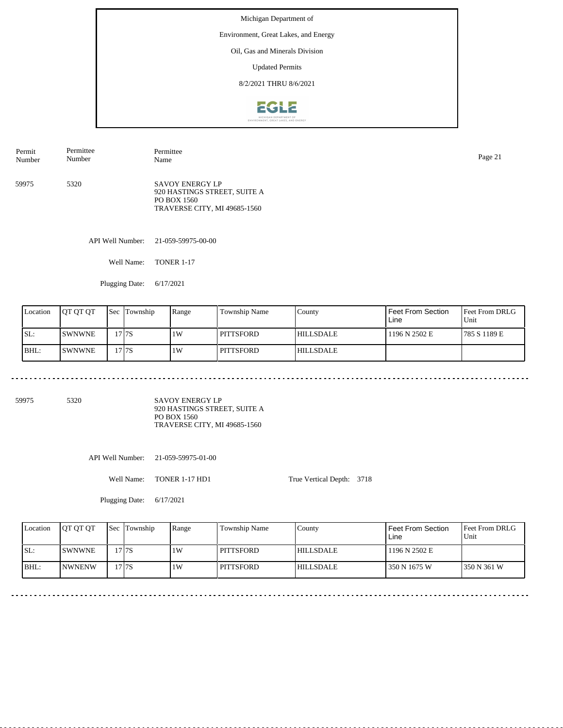Michigan Department of

Environment, Great Lakes, and Energy

Oil, Gas and Minerals Division

Updated Permits

8/2/2021 THRU 8/6/2021

| Permit Number | Permittee Number | Permittee Name |
|---|---|---|
| 59975 | 5320 | SAVOY ENERGY LP<br>920 HASTINGS STREET, SUITE A<br>PO BOX 1560<br>TRAVERSE CITY, MI 49685-1560 |

API Well Number: 21-059-59975-00-00

Well Name: TONER 1-17

Plugging Date: 6/17/2021

| Location | QT QT QT | Sec | Township | Range | Township Name | County | Feet From Section Line | Feet From DRLG Unit |
|---|---|---|---|---|---|---|---|---|
| SL: | SWNWNE | 17 | 7S | 1W | PITTSFORD | HILLSDALE | 1196 N 2502 E | 785 S 1189 E |
| BHL: | SWNWNE | 17 | 7S | 1W | PITTSFORD | HILLSDALE | | |

---

| Permit Number | Permittee Number | Permittee Name |
|---|---|---|
| 59975 | 5320 | SAVOY ENERGY LP<br>920 HASTINGS STREET, SUITE A<br>PO BOX 1560<br>TRAVERSE CITY, MI 49685-1560 |

API Well Number: 21-059-59975-01-00

Well Name: TONER 1-17 HD1

True Vertical Depth: 3718

Plugging Date: 6/17/2021

| Location | QT QT QT | Sec | Township | Range | Township Name | County | Feet From Section Line | Feet From DRLG Unit |
|---|---|---|---|---|---|---|---|---|
| SL: | SWNWNE | 17 | 7S | 1W | PITTSFORD | HILLSDALE | 1196 N 2502 E | |
| BHL: | NWNENW | 17 | 7S | 1W | PITTSFORD | HILLSDALE | 350 N 1675 W | 350 N 361 W |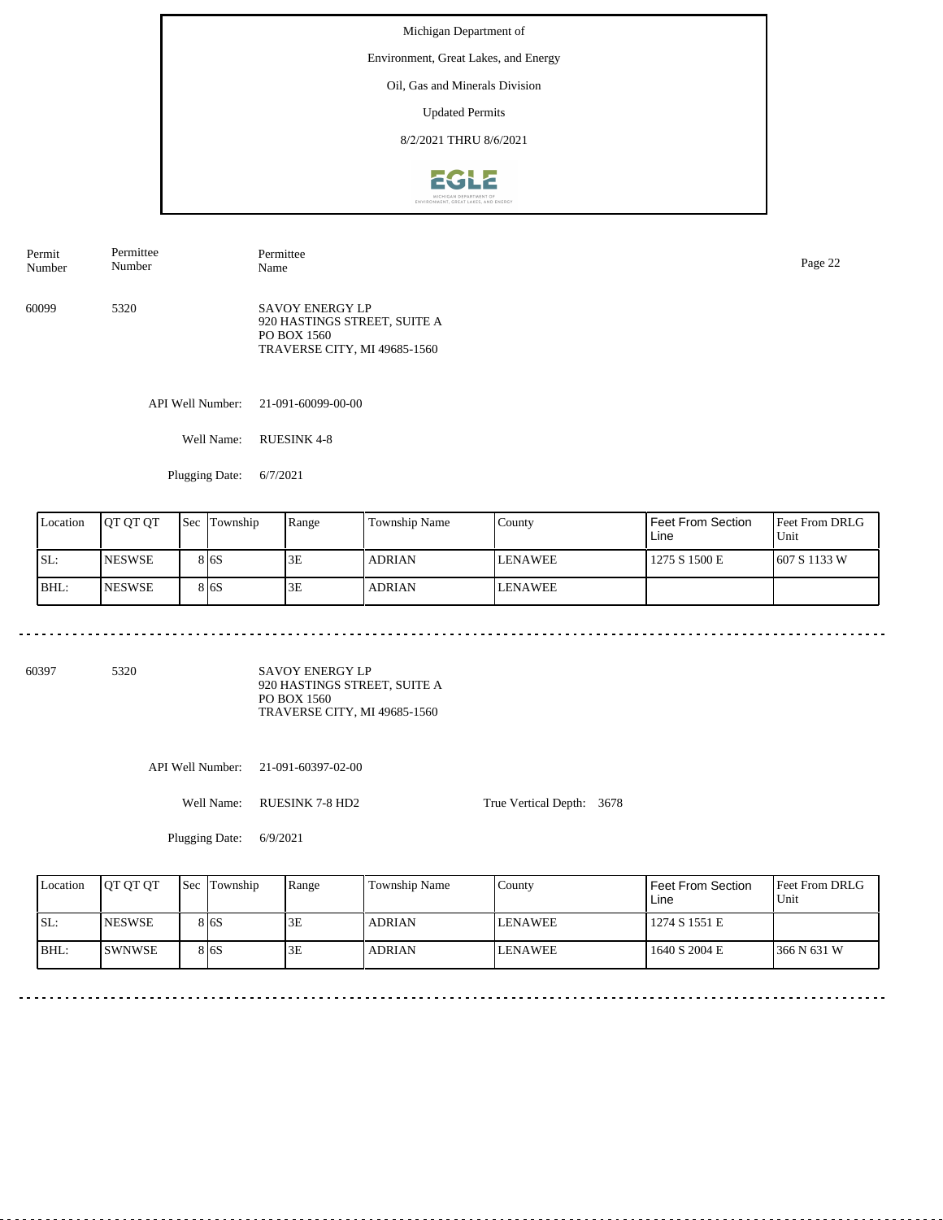Michigan Department of

Environment, Great Lakes, and Energy

Oil, Gas and Minerals Division

Updated Permits

8/2/2021 THRU 8/6/2021

| Permit Number | Permittee Number | Permittee Name |
|---|---|---|
| 60099 | 5320 | SAVOY ENERGY LP<br>920 HASTINGS STREET, SUITE A<br>PO BOX 1560<br>TRAVERSE CITY, MI 49685-1560 |

API Well Number: 21-091-60099-00-00

Well Name: RUESINK 4-8

Plugging Date: 6/7/2021

| Location | QT QT QT | Sec | Township | Range | Township Name | County | Feet From Section Line | Feet From DRLG Unit |
|---|---|---|---|---|---|---|---|---|
| SL: | NESWSE | 8 | 6S | 3E | ADRIAN | LENAWEE | 1275 S 1500 E | 607 S 1133 W |
| BHL: | NESWSE | 8 | 6S | 3E | ADRIAN | LENAWEE | | |

---

| Permit Number | Permittee Number | Permittee Name |
|---|---|---|
| 60397 | 5320 | SAVOY ENERGY LP<br>920 HASTINGS STREET, SUITE A<br>PO BOX 1560<br>TRAVERSE CITY, MI 49685-1560 |

API Well Number: 21-091-60397-02-00

Well Name: RUESINK 7-8 HD2

True Vertical Depth: 3678

Plugging Date: 6/9/2021

| Location | QT QT QT | Sec | Township | Range | Township Name | County | Feet From Section Line | Feet From DRLG Unit |
|---|---|---|---|---|---|---|---|---|
| SL: | NESWSE | 8 | 6S | 3E | ADRIAN | LENAWEE | 1274 S 1551 E | |
| BHL: | SWNWSE | 8 | 6S | 3E | ADRIAN | LENAWEE | 1640 S 2004 E | 366 N 631 W |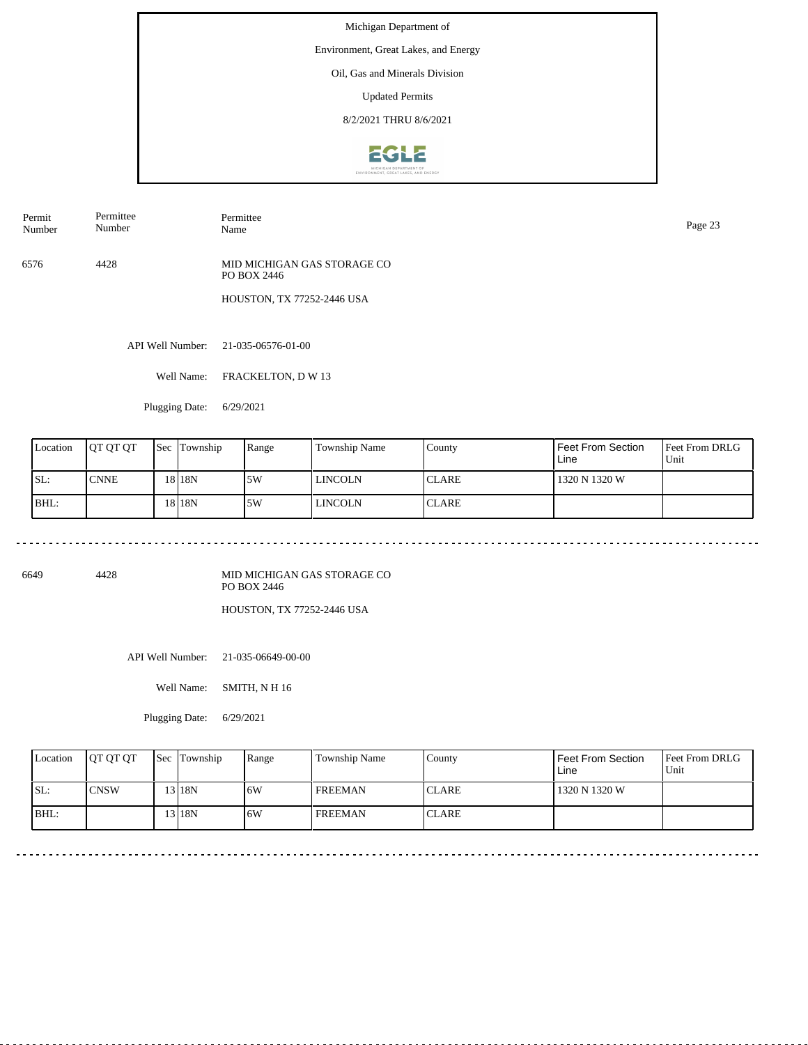Michigan Department of

Environment, Great Lakes, and Energy

Oil, Gas and Minerals Division

Updated Permits

8/2/2021 THRU 8/6/2021

| Permit Number | Permittee Number | Permittee Name |
|---|---|---|
| 6576 | 4428 | MID MICHIGAN GAS STORAGE CO<br>PO BOX 2446<br>HOUSTON, TX 77252-2446 USA |

API Well Number: 21-035-06576-01-00

Well Name: FRACKELTON, D W 13

Plugging Date: 6/29/2021

| Location | QT QT QT | Sec | Township | Range | Township Name | County | Feet From Section Line | Feet From DRLG Unit |
|---|---|---|---|---|---|---|---|---|
| SL: | CNNE | 18 | 18N | 5W | LINCOLN | CLARE | 1320 N 1320 W | |
| BHL: | | 18 | 18N | 5W | LINCOLN | CLARE | | |

---

| Permit Number | Permittee Number | Permittee Name |
|---|---|---|
| 6649 | 4428 | MID MICHIGAN GAS STORAGE CO<br>PO BOX 2446<br>HOUSTON, TX 77252-2446 USA |

API Well Number: 21-035-06649-00-00

Well Name: SMITH, N H 16

Plugging Date: 6/29/2021

| Location | QT QT QT | Sec | Township | Range | Township Name | County | Feet From Section Line | Feet From DRLG Unit |
|---|---|---|---|---|---|---|---|---|
| SL: | CNSW | 13 | 18N | 6W | FREEMAN | CLARE | 1320 N 1320 W | |
| BHL: | | 13 | 18N | 6W | FREEMAN | CLARE | | |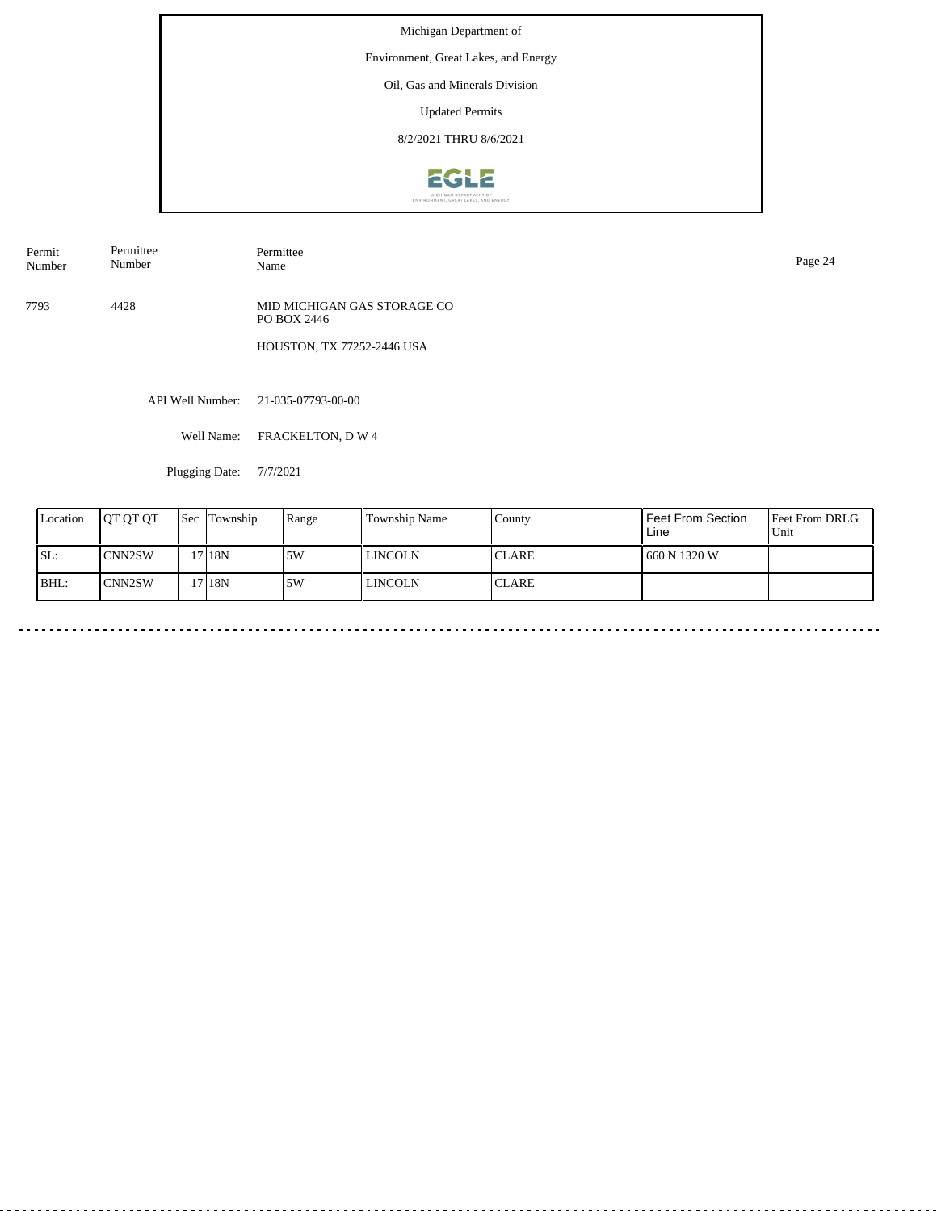Michigan Department of

Environment, Great Lakes, and Energy

Oil, Gas and Minerals Division

Updated Permits

8/2/2021 THRU 8/6/2021

| Permit Number | Permittee Number | Permittee Name |
|---|---|---|
| 7793 | 4428 | MID MICHIGAN GAS STORAGE CO<br>PO BOX 2446<br><br>HOUSTON, TX 77252-2446 USA |

API Well Number: 21-035-07793-00-00

Well Name: FRACKELTON, D W 4

Plugging Date: 7/7/2021

| Location | QT QT QT | Sec | Township | Range | Township Name | County | Feet From Section Line | Feet From DRLG Unit |
|---|---|---|---|---|---|---|---|---|
| SL: | CNN2SW | 17 | 18N | 5W | LINCOLN | CLARE | 660 N 1320 W | |
| BHL: | CNN2SW | 17 | 18N | 5W | LINCOLN | CLARE | | |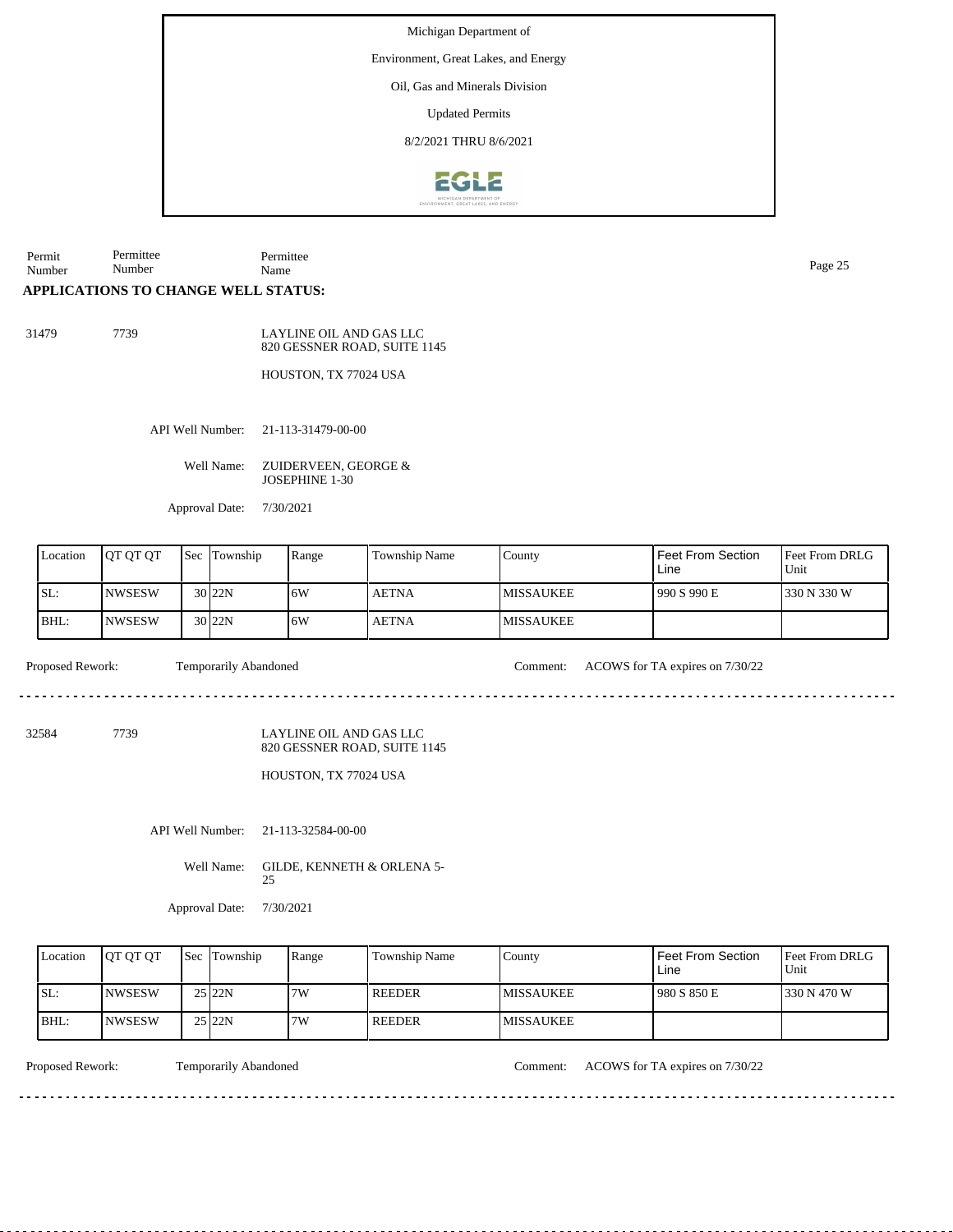Michigan Department of

Environment, Great Lakes, and Energy

Oil, Gas and Minerals Division

Updated Permits

8/2/2021 THRU 8/6/2021

Permit Number | Permittee Number | Permittee Name

## APPLICATIONS TO CHANGE WELL STATUS:

31479 7739 LAYLINE OIL AND GAS LLC
820 GESSNER ROAD, SUITE 1145

HOUSTON, TX 77024 USA

API Well Number: 21-113-31479-00-00

Well Name: ZUIDERVEEN, GEORGE & JOSEPHINE 1-30

Approval Date: 7/30/2021

| Location | QT QT QT | Sec | Township | Range | Township Name | County | Feet From Section Line | Feet From DRLG Unit |
|---|---|---|---|---|---|---|---|---|
| SL: | NWSESW | 30 | 22N | 6W | AETNA | MISSAUKEE | 990 S 990 E | 330 N 330 W |
| BHL: | NWSESW | 30 | 22N | 6W | AETNA | MISSAUKEE | | |

Proposed Rework: Temporarily Abandoned Comment: ACOWS for TA expires on 7/30/22

---

32584 7739 LAYLINE OIL AND GAS LLC
820 GESSNER ROAD, SUITE 1145

HOUSTON, TX 77024 USA

API Well Number: 21-113-32584-00-00

Well Name: GILDE, KENNETH & ORLENA 5-25

Approval Date: 7/30/2021

| Location | QT QT QT | Sec | Township | Range | Township Name | County | Feet From Section Line | Feet From DRLG Unit |
|---|---|---|---|---|---|---|---|---|
| SL: | NWSESW | 25 | 22N | 7W | REEDER | MISSAUKEE | 980 S 850 E | 330 N 470 W |
| BHL: | NWSESW | 25 | 22N | 7W | REEDER | MISSAUKEE | | |

Proposed Rework: Temporarily Abandoned Comment: ACOWS for TA expires on 7/30/22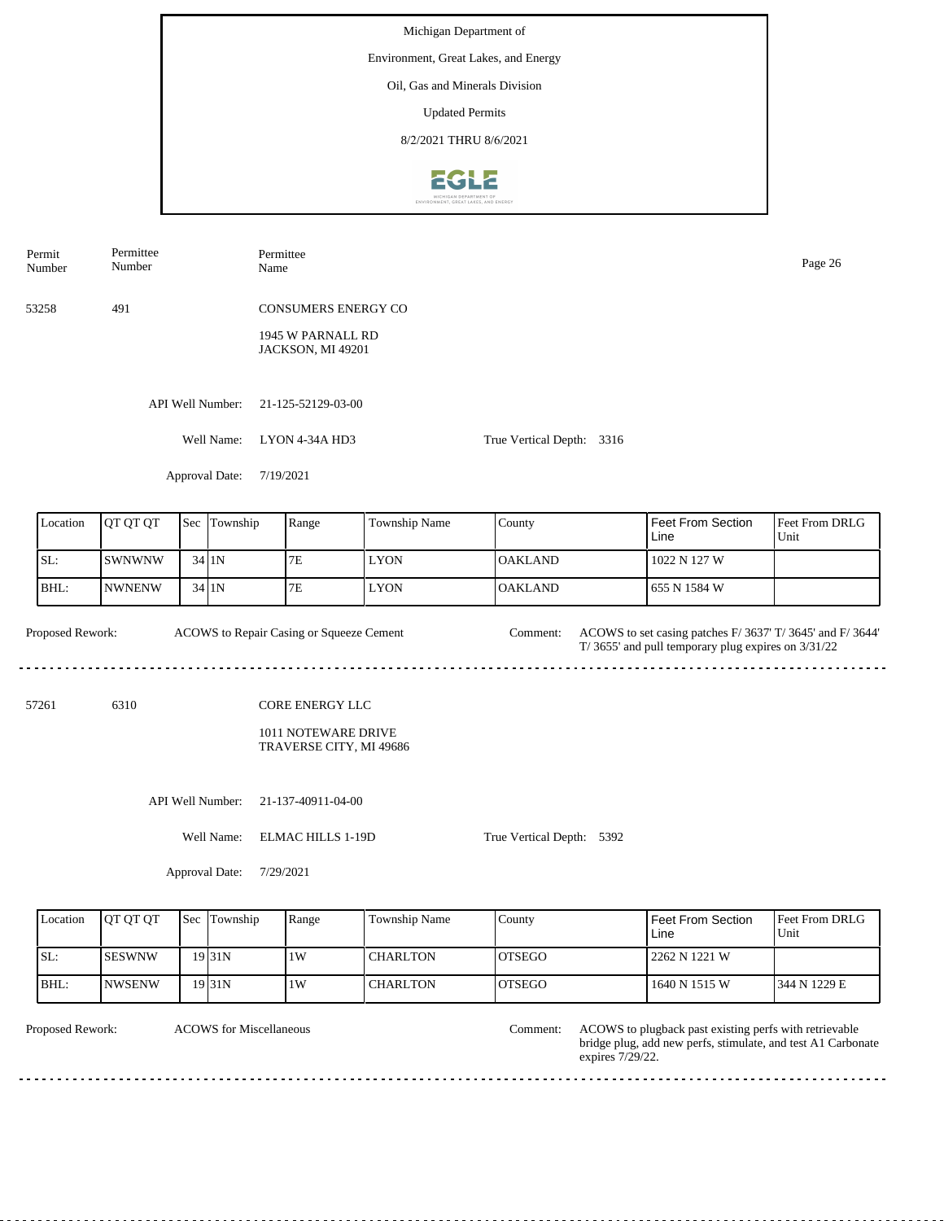Michigan Department of

Environment, Great Lakes, and Energy

Oil, Gas and Minerals Division

Updated Permits

8/2/2021 THRU 8/6/2021

| Permit Number | Permittee Number | Permittee Name |
|---|---|---|

53258 491 CONSUMERS ENERGY CO

1945 W PARNALL RD
JACKSON, MI 49201

API Well Number: 21-125-52129-03-00

Well Name: LYON 4-34A HD3

True Vertical Depth: 3316

Approval Date: 7/19/2021

| Location | QT QT QT | Sec | Township | Range | Township Name | County | Feet From Section Line | Feet From DRLG Unit |
|---|---|---|---|---|---|---|---|---|
| SL: | SWNWNW | 34 | 1N | 7E | LYON | OAKLAND | 1022 N 127 W | |
| BHL: | NWNENW | 34 | 1N | 7E | LYON | OAKLAND | 655 N 1584 W | |

Proposed Rework: ACOWS to Repair Casing or Squeeze Cement

Comment: ACOWS to set casing patches F/ 3637' T/ 3645' and F/ 3644' T/ 3655' and pull temporary plug expires on 3/31/22

---

57261 6310 CORE ENERGY LLC

1011 NOTEWARE DRIVE
TRAVERSE CITY, MI 49686

API Well Number: 21-137-40911-04-00

Well Name: ELMAC HILLS 1-19D

True Vertical Depth: 5392

Approval Date: 7/29/2021

| Location | QT QT QT | Sec | Township | Range | Township Name | County | Feet From Section Line | Feet From DRLG Unit |
|---|---|---|---|---|---|---|---|---|
| SL: | SESWNW | 19 | 31N | 1W | CHARLTON | OTSEGO | 2262 N 1221 W | |
| BHL: | NWSENW | 19 | 31N | 1W | CHARLTON | OTSEGO | 1640 N 1515 W | 344 N 1229 E |

Proposed Rework: ACOWS for Miscellaneous

Comment: ACOWS to plugback past existing perfs with retrievable bridge plug, add new perfs, stimulate, and test A1 Carbonate expires 7/29/22.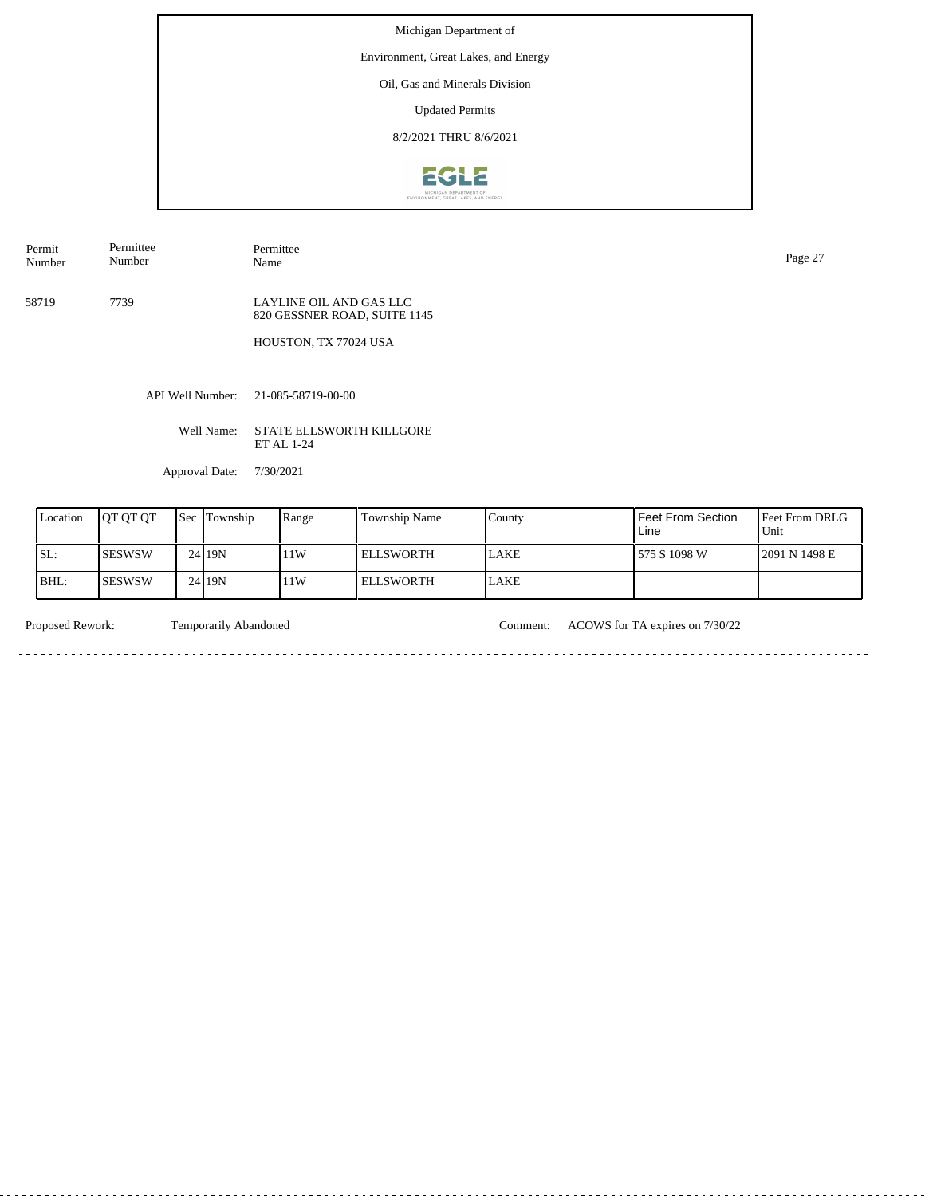Michigan Department of

Environment, Great Lakes, and Energy

Oil, Gas and Minerals Division

Updated Permits

8/2/2021 THRU 8/6/2021

| Permit Number | Permittee Number | Permittee Name |
|---|---|---|
| 58719 | 7739 | LAYLINE OIL AND GAS LLC<br>820 GESSNER ROAD, SUITE 1145<br><br>HOUSTON, TX 77024 USA |

API Well Number: 21-085-58719-00-00

Well Name: STATE ELLSWORTH KILLGORE ET AL 1-24

Approval Date: 7/30/2021

| Location | QT QT QT | Sec | Township | Range | Township Name | County | Feet From Section Line | Feet From DRLG Unit |
|---|---|---|---|---|---|---|---|---|
| SL: | SESWSW | 24 | 19N | 11W | ELLSWORTH | LAKE | 575 S 1098 W | 2091 N 1498 E |
| BHL: | SESWSW | 24 | 19N | 11W | ELLSWORTH | LAKE | | |

Proposed Rework: Temporarily Abandoned

Comment: ACOWS for TA expires on 7/30/22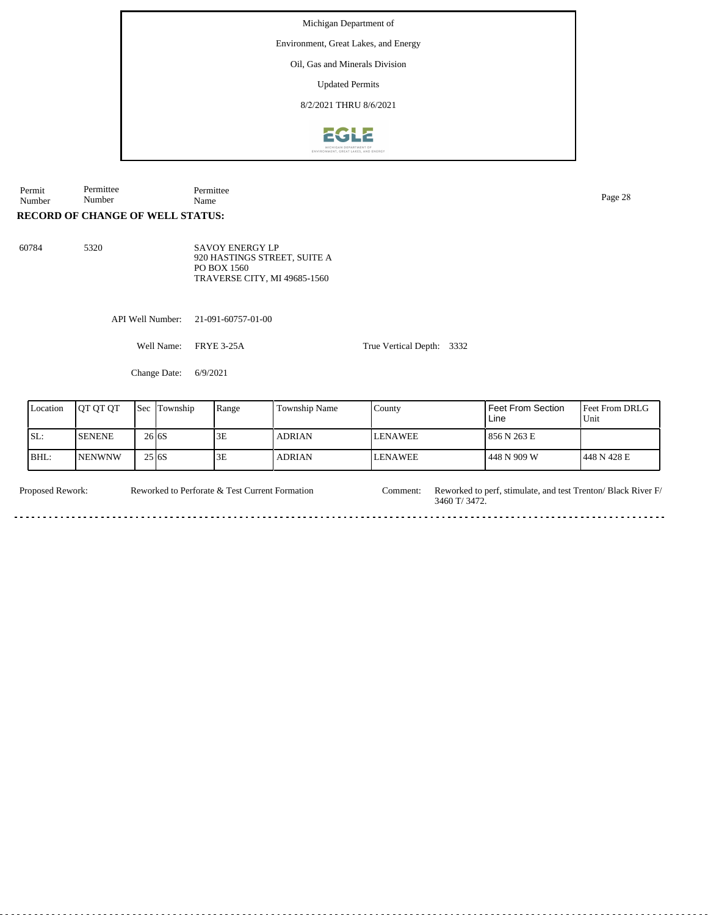Michigan Department of

Environment, Great Lakes, and Energy

Oil, Gas and Minerals Division

Updated Permits

8/2/2021 THRU 8/6/2021

| Permit Number | Permittee Number | Permittee Name |
|---|---|---|

**RECORD OF CHANGE OF WELL STATUS:**

60784 5320 SAVOY ENERGY LP
920 HASTINGS STREET, SUITE A
PO BOX 1560
TRAVERSE CITY, MI 49685-1560

API Well Number: 21-091-60757-01-00

Well Name: FRYE 3-25A

True Vertical Depth: 3332

Change Date: 6/9/2021

| Location | QT QT QT | Sec | Township | Range | Township Name | County | Feet From Section Line | Feet From DRLG Unit |
|---|---|---|---|---|---|---|---|---|
| SL: | SENENE | 26 | 6S | 3E | ADRIAN | LENAWEE | 856 N 263 E | |
| BHL: | NENWNW | 25 | 6S | 3E | ADRIAN | LENAWEE | 448 N 909 W | 448 N 428 E |

Proposed Rework: Reworked to Perforate & Test Current Formation

Comment: Reworked to perf, stimulate, and test Trenton/ Black River F/ 3460 T/ 3472.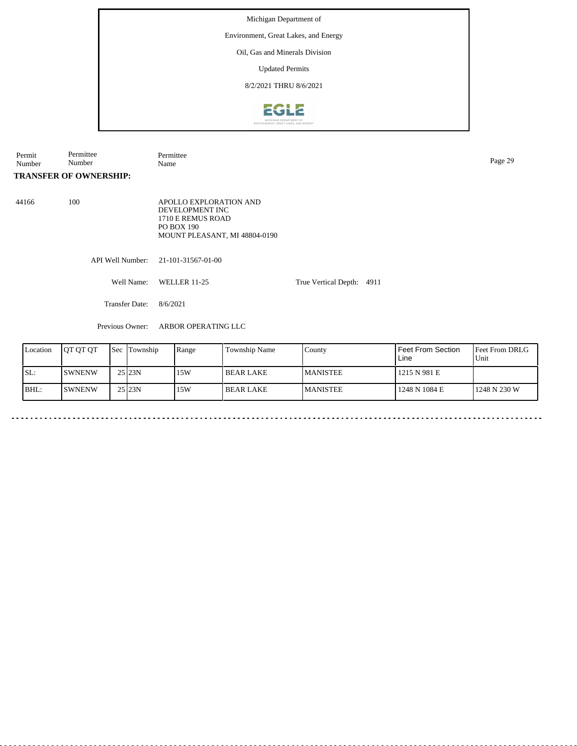Michigan Department of

Environment, Great Lakes, and Energy

Oil, Gas and Minerals Division

Updated Permits

8/2/2021 THRU 8/6/2021

| Permit Number | Permittee Number | Permittee Name |
|---|---|---|

**TRANSFER OF OWNERSHIP:**

44166 100 APOLLO EXPLORATION AND DEVELOPMENT INC
1710 E REMUS ROAD
PO BOX 190
MOUNT PLEASANT, MI 48804-0190

API Well Number: 21-101-31567-01-00

Well Name: WELLER 11-25 True Vertical Depth: 4911

Transfer Date: 8/6/2021

Previous Owner: ARBOR OPERATING LLC

| Location | QT QT QT | Sec | Township | Range | Township Name | County | Feet From Section Line | Feet From DRLG Unit |
|---|---|---|---|---|---|---|---|---|
| SL: | SWNENW | 25 | 23N | 15W | BEAR LAKE | MANISTEE | 1215 N 981 E | |
| BHL: | SWNENW | 25 | 23N | 15W | BEAR LAKE | MANISTEE | 1248 N 1084 E | 1248 N 230 W |